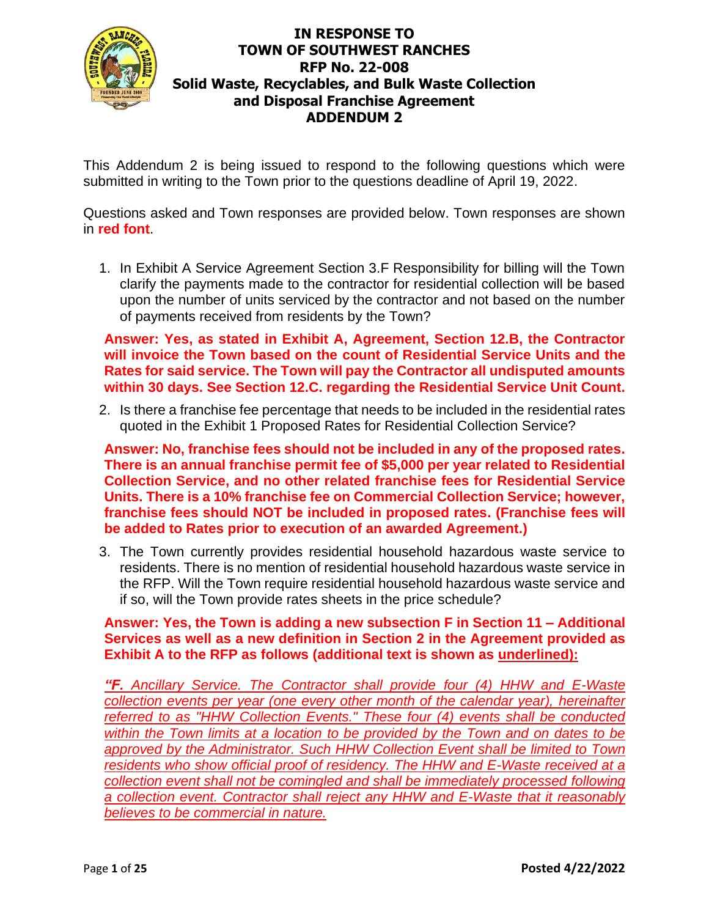# IN RESPONSE TO TOWN OF SOUTHWEST RANCHES RFP No. 22-008 Solid Waste, Recyclables, and Bulk Waste Collection and Disposal Franchise Agreement ADDENDUM 2

This Addendum 2 is being issued to respond to the following questions which were submitted in writing to the Town prior to the questions deadline of April 19, 2022.

Questions asked and Town responses are provided below. Town responses are shown in **red font**.

1. In Exhibit A Service Agreement Section 3.F Responsibility for billing will the Town clarify the payments made to the contractor for residential collection will be based upon the number of units serviced by the contractor and not based on the number of payments received from residents by the Town?

   **Answer: Yes, as stated in Exhibit A, Agreement, Section 12.B, the Contractor will invoice the Town based on the count of Residential Service Units and the Rates for said service. The Town will pay the Contractor all undisputed amounts within 30 days. See Section 12.C. regarding the Residential Service Unit Count.**

2. Is there a franchise fee percentage that needs to be included in the residential rates quoted in the Exhibit 1 Proposed Rates for Residential Collection Service?

   **Answer: No, franchise fees should not be included in any of the proposed rates. There is an annual franchise permit fee of $5,000 per year related to Residential Collection Service, and no other related franchise fees for Residential Service Units. There is a 10% franchise fee on Commercial Collection Service; however, franchise fees should NOT be included in proposed rates. (Franchise fees will be added to Rates prior to execution of an awarded Agreement.)**

3. The Town currently provides residential household hazardous waste service to residents. There is no mention of residential household hazardous waste service in the RFP. Will the Town require residential household hazardous waste service and if so, will the Town provide rates sheets in the price schedule?

   **Answer: Yes, the Town is adding a new subsection F in Section 11 – Additional Services as well as a new definition in Section 2 in the Agreement provided as Exhibit A to the RFP as follows (additional text is shown as <u>underlined</u>):**

   ***"F.** <u>Ancillary Service. The Contractor shall provide four (4) HHW and E-Waste collection events per year (one every other month of the calendar year), hereinafter referred to as "HHW Collection Events." These four (4) events shall be conducted within the Town limits at a location to be provided by the Town and on dates to be approved by the Administrator. Such HHW Collection Event shall be limited to Town residents who show official proof of residency. The HHW and E-Waste received at a collection event shall not be comingled and shall be immediately processed following a collection event. Contractor shall reject any HHW and E-Waste that it reasonably believes to be commercial in nature.</u>*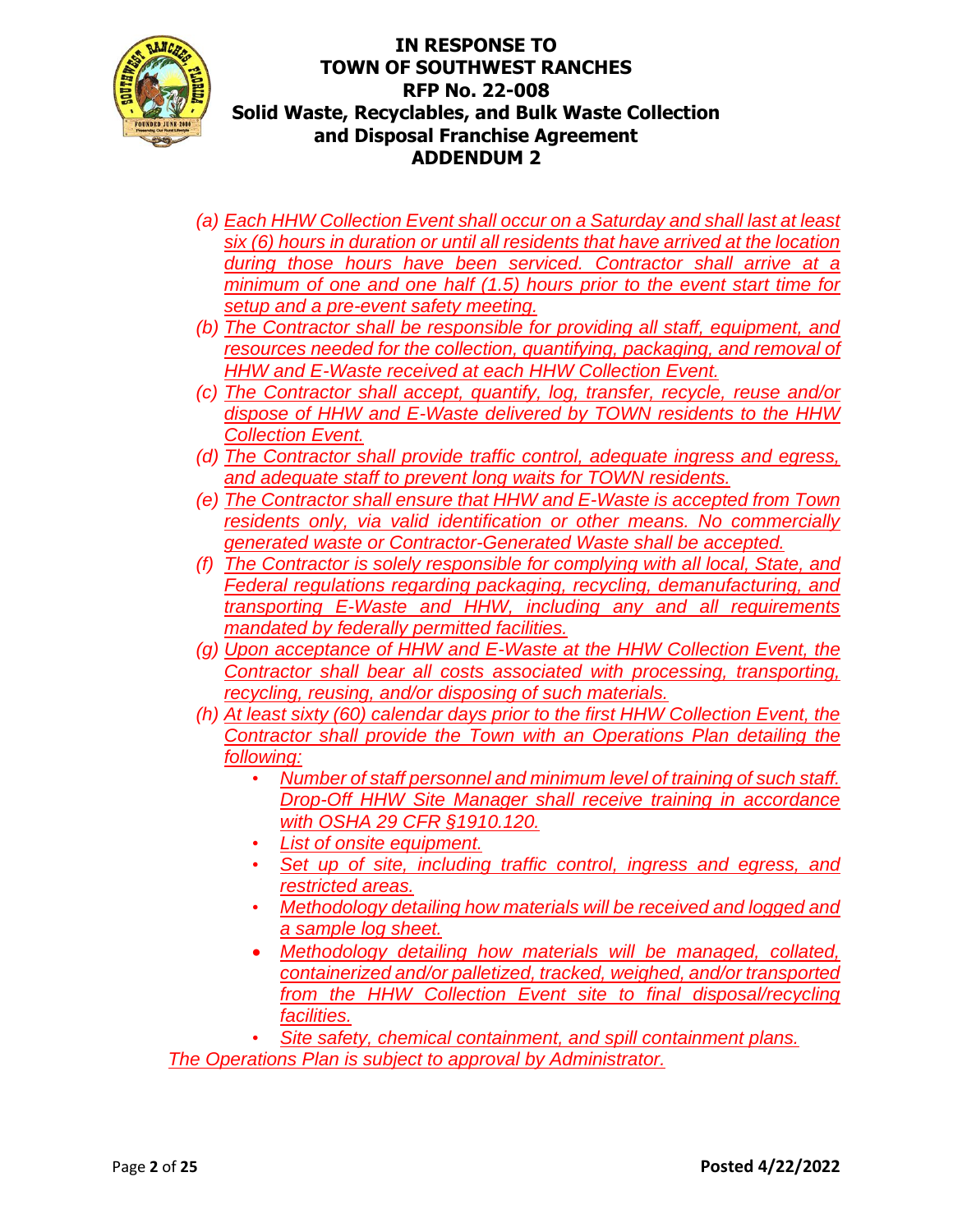(a) *Each HHW Collection Event shall occur on a Saturday and shall last at least six (6) hours in duration or until all residents that have arrived at the location during those hours have been serviced. Contractor shall arrive at a minimum of one and one half (1.5) hours prior to the event start time for setup and a pre-event safety meeting.*

(b) *The Contractor shall be responsible for providing all staff, equipment, and resources needed for the collection, quantifying, packaging, and removal of HHW and E-Waste received at each HHW Collection Event.*

(c) *The Contractor shall accept, quantify, log, transfer, recycle, reuse and/or dispose of HHW and E-Waste delivered by TOWN residents to the HHW Collection Event.*

(d) *The Contractor shall provide traffic control, adequate ingress and egress, and adequate staff to prevent long waits for TOWN residents.*

(e) *The Contractor shall ensure that HHW and E-Waste is accepted from Town residents only, via valid identification or other means. No commercially generated waste or Contractor-Generated Waste shall be accepted.*

(f) *The Contractor is solely responsible for complying with all local, State, and Federal regulations regarding packaging, recycling, demanufacturing, and transporting E-Waste and HHW, including any and all requirements mandated by federally permitted facilities.*

(g) *Upon acceptance of HHW and E-Waste at the HHW Collection Event, the Contractor shall bear all costs associated with processing, transporting, recycling, reusing, and/or disposing of such materials.*

(h) *At least sixty (60) calendar days prior to the first HHW Collection Event, the Contractor shall provide the Town with an Operations Plan detailing the following:*

- *Number of staff personnel and minimum level of training of such staff. Drop-Off HHW Site Manager shall receive training in accordance with OSHA 29 CFR §1910.120.*
- *List of onsite equipment.*
- *Set up of site, including traffic control, ingress and egress, and restricted areas.*
- *Methodology detailing how materials will be received and logged and a sample log sheet.*
- *Methodology detailing how materials will be managed, collated, containerized and/or palletized, tracked, weighed, and/or transported from the HHW Collection Event site to final disposal/recycling facilities.*
- *Site safety, chemical containment, and spill containment plans.*

*The Operations Plan is subject to approval by Administrator.*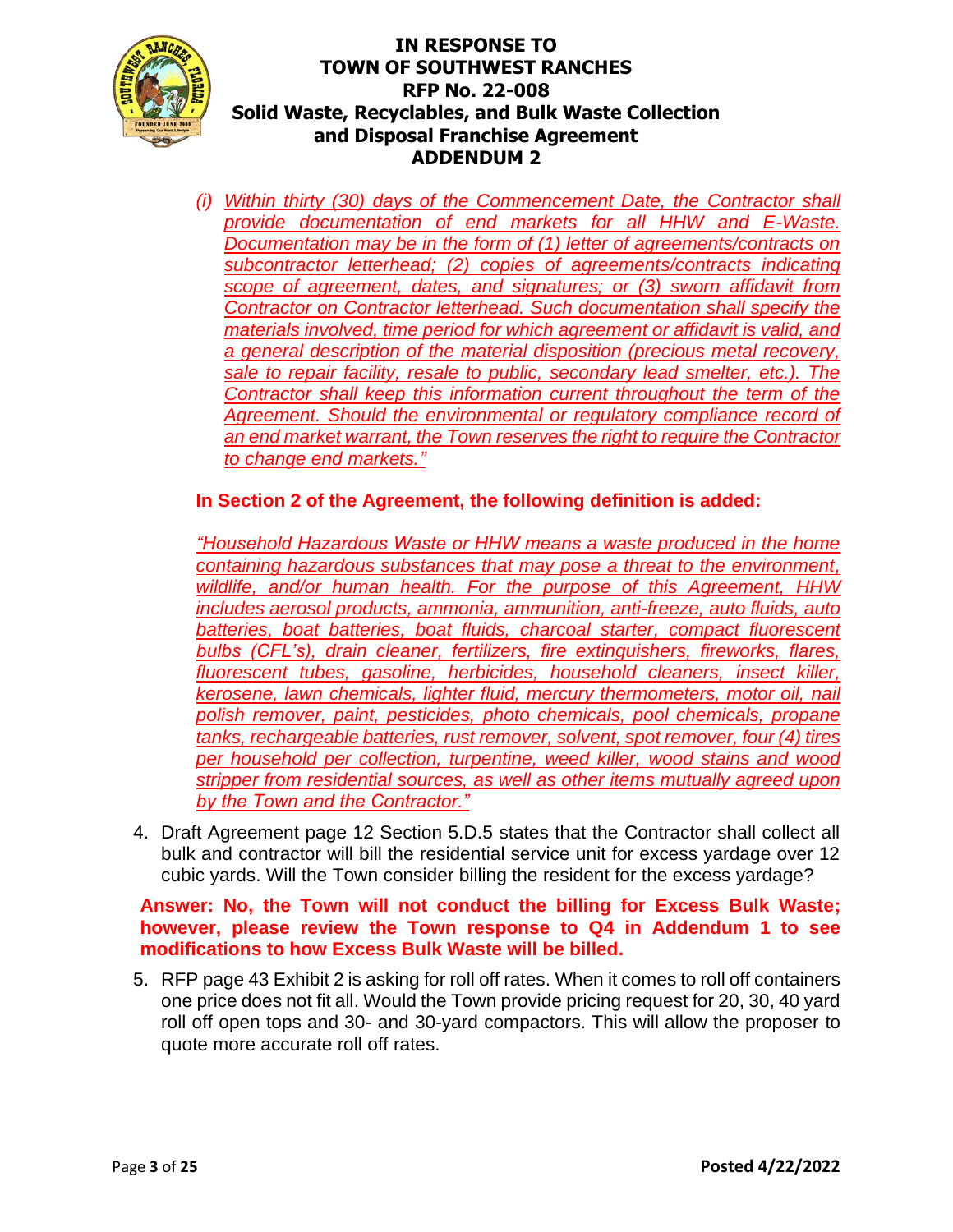(i) *Within thirty (30) days of the Commencement Date, the Contractor shall provide documentation of end markets for all HHW and E-Waste. Documentation may be in the form of (1) letter of agreements/contracts on subcontractor letterhead; (2) copies of agreements/contracts indicating scope of agreement, dates, and signatures; or (3) sworn affidavit from Contractor on Contractor letterhead. Such documentation shall specify the materials involved, time period for which agreement or affidavit is valid, and a general description of the material disposition (precious metal recovery, sale to repair facility, resale to public, secondary lead smelter, etc.). The Contractor shall keep this information current throughout the term of the Agreement. Should the environmental or regulatory compliance record of an end market warrant, the Town reserves the right to require the Contractor to change end markets."*

**In Section 2 of the Agreement, the following definition is added:**

*"Household Hazardous Waste or HHW means a waste produced in the home containing hazardous substances that may pose a threat to the environment, wildlife, and/or human health. For the purpose of this Agreement, HHW includes aerosol products, ammonia, ammunition, anti-freeze, auto fluids, auto batteries, boat batteries, boat fluids, charcoal starter, compact fluorescent bulbs (CFL's), drain cleaner, fertilizers, fire extinguishers, fireworks, flares, fluorescent tubes, gasoline, herbicides, household cleaners, insect killer, kerosene, lawn chemicals, lighter fluid, mercury thermometers, motor oil, nail polish remover, paint, pesticides, photo chemicals, pool chemicals, propane tanks, rechargeable batteries, rust remover, solvent, spot remover, four (4) tires per household per collection, turpentine, weed killer, wood stains and wood stripper from residential sources, as well as other items mutually agreed upon by the Town and the Contractor."*

4. Draft Agreement page 12 Section 5.D.5 states that the Contractor shall collect all bulk and contractor will bill the residential service unit for excess yardage over 12 cubic yards. Will the Town consider billing the resident for the excess yardage?

**Answer: No, the Town will not conduct the billing for Excess Bulk Waste; however, please review the Town response to Q4 in Addendum 1 to see modifications to how Excess Bulk Waste will be billed.**

5. RFP page 43 Exhibit 2 is asking for roll off rates. When it comes to roll off containers one price does not fit all. Would the Town provide pricing request for 20, 30, 40 yard roll off open tops and 30- and 30-yard compactors. This will allow the proposer to quote more accurate roll off rates.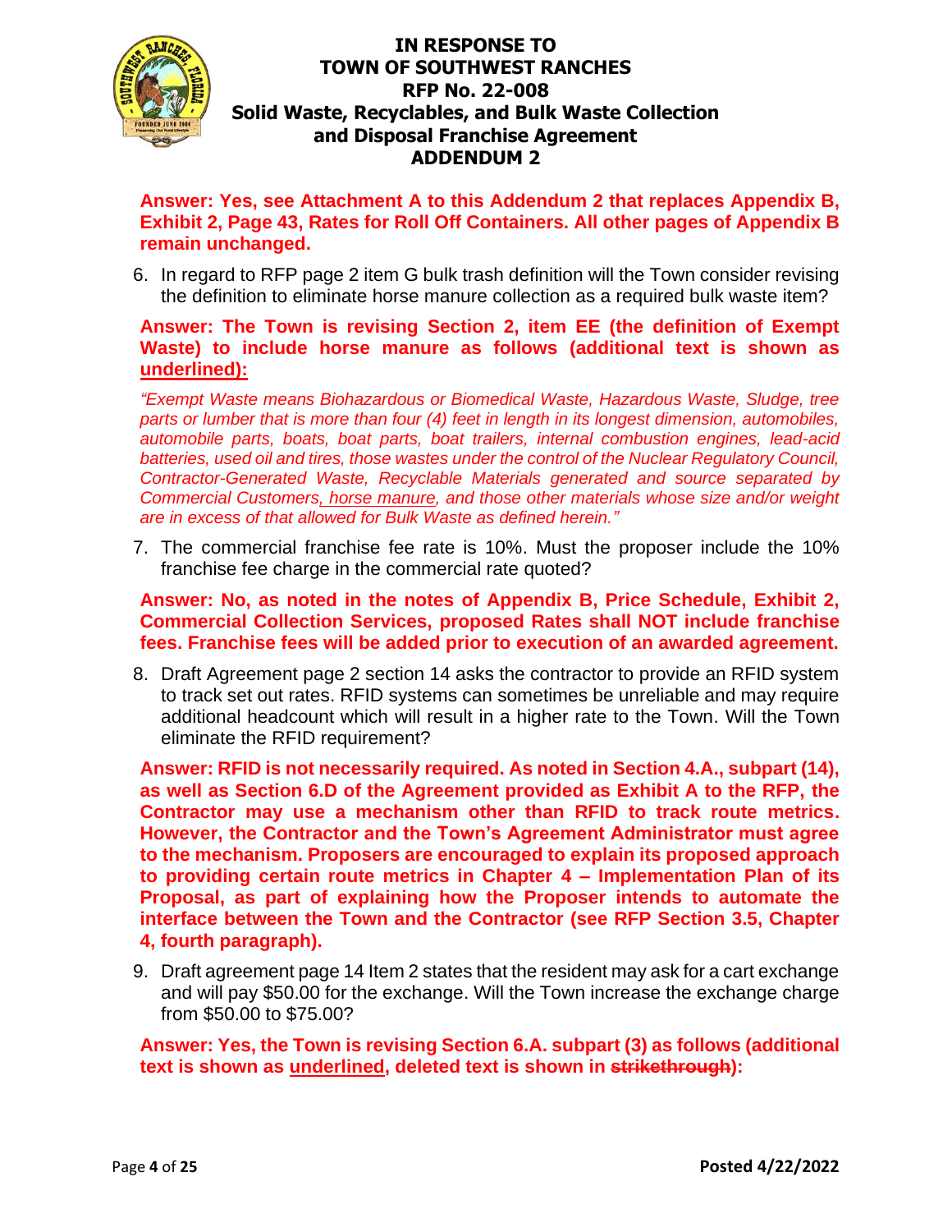**Answer: Yes, see Attachment A to this Addendum 2 that replaces Appendix B, Exhibit 2, Page 43, Rates for Roll Off Containers. All other pages of Appendix B remain unchanged.**

6. In regard to RFP page 2 item G bulk trash definition will the Town consider revising the definition to eliminate horse manure collection as a required bulk waste item?

**Answer: The Town is revising Section 2, item EE (the definition of Exempt Waste) to include horse manure as follows (additional text is shown as <u>underlined</u>):**

*"Exempt Waste means Biohazardous or Biomedical Waste, Hazardous Waste, Sludge, tree parts or lumber that is more than four (4) feet in length in its longest dimension, automobiles, automobile parts, boats, boat parts, boat trailers, internal combustion engines, lead-acid batteries, used oil and tires, those wastes under the control of the Nuclear Regulatory Council, Contractor-Generated Waste, Recyclable Materials generated and source separated by Commercial Customers<u>, horse manure</u>, and those other materials whose size and/or weight are in excess of that allowed for Bulk Waste as defined herein."*

7. The commercial franchise fee rate is 10%. Must the proposer include the 10% franchise fee charge in the commercial rate quoted?

**Answer: No, as noted in the notes of Appendix B, Price Schedule, Exhibit 2, Commercial Collection Services, proposed Rates shall NOT include franchise fees. Franchise fees will be added prior to execution of an awarded agreement.**

8. Draft Agreement page 2 section 14 asks the contractor to provide an RFID system to track set out rates. RFID systems can sometimes be unreliable and may require additional headcount which will result in a higher rate to the Town. Will the Town eliminate the RFID requirement?

**Answer: RFID is not necessarily required. As noted in Section 4.A., subpart (14), as well as Section 6.D of the Agreement provided as Exhibit A to the RFP, the Contractor may use a mechanism other than RFID to track route metrics. However, the Contractor and the Town's Agreement Administrator must agree to the mechanism. Proposers are encouraged to explain its proposed approach to providing certain route metrics in Chapter 4 – Implementation Plan of its Proposal, as part of explaining how the Proposer intends to automate the interface between the Town and the Contractor (see RFP Section 3.5, Chapter 4, fourth paragraph).**

9. Draft agreement page 14 Item 2 states that the resident may ask for a cart exchange and will pay $50.00 for the exchange. Will the Town increase the exchange charge from $50.00 to $75.00?

**Answer: Yes, the Town is revising Section 6.A. subpart (3) as follows (additional text is shown as <u>underlined</u>, deleted text is shown in ~~strikethrough~~):**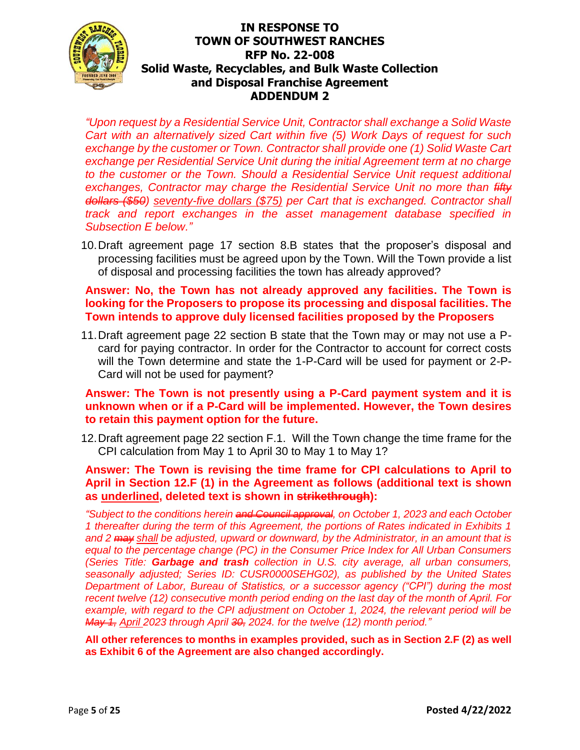*"Upon request by a Residential Service Unit, Contractor shall exchange a Solid Waste Cart with an alternatively sized Cart within five (5) Work Days of request for such exchange by the customer or Town. Contractor shall provide one (1) Solid Waste Cart exchange per Residential Service Unit during the initial Agreement term at no charge to the customer or the Town. Should a Residential Service Unit request additional exchanges, Contractor may charge the Residential Service Unit no more than ~~fifty dollars ($50)~~ <u>seventy-five dollars ($75)</u> per Cart that is exchanged. Contractor shall track and report exchanges in the asset management database specified in Subsection E below."*

10. Draft agreement page 17 section 8.B states that the proposer's disposal and processing facilities must be agreed upon by the Town. Will the Town provide a list of disposal and processing facilities the town has already approved?

**Answer: No, the Town has not already approved any facilities. The Town is looking for the Proposers to propose its processing and disposal facilities. The Town intends to approve duly licensed facilities proposed by the Proposers**

11. Draft agreement page 22 section B state that the Town may or may not use a P-card for paying contractor. In order for the Contractor to account for correct costs will the Town determine and state the 1-P-Card will be used for payment or 2-P-Card will not be used for payment?

**Answer: The Town is not presently using a P-Card payment system and it is unknown when or if a P-Card will be implemented. However, the Town desires to retain this payment option for the future.**

12. Draft agreement page 22 section F.1. Will the Town change the time frame for the CPI calculation from May 1 to April 30 to May 1 to May 1?

**Answer: The Town is revising the time frame for CPI calculations to April to April in Section 12.F (1) in the Agreement as follows (additional text is shown as <u>underlined</u>, deleted text is shown in ~~strikethrough~~):**

*"Subject to the conditions herein ~~and Council approval~~, on October 1, 2023 and each October 1 thereafter during the term of this Agreement, the portions of Rates indicated in Exhibits 1 and 2 ~~may~~ <u>shall</u> be adjusted, upward or downward, by the Administrator, in an amount that is equal to the percentage change (PC) in the Consumer Price Index for All Urban Consumers (Series Title: **Garbage and trash** collection in U.S. city average, all urban consumers, seasonally adjusted; Series ID: CUSR0000SEHG02), as published by the United States Department of Labor, Bureau of Statistics, or a successor agency ("CPI") during the most recent twelve (12) consecutive month period ending on the last day of the month of April. For example, with regard to the CPI adjustment on October 1, 2024, the relevant period will be ~~May 1,~~ <u>April</u> 2023 through April ~~30,~~ 2024. for the twelve (12) month period."*

**All other references to months in examples provided, such as in Section 2.F (2) as well as Exhibit 6 of the Agreement are also changed accordingly.**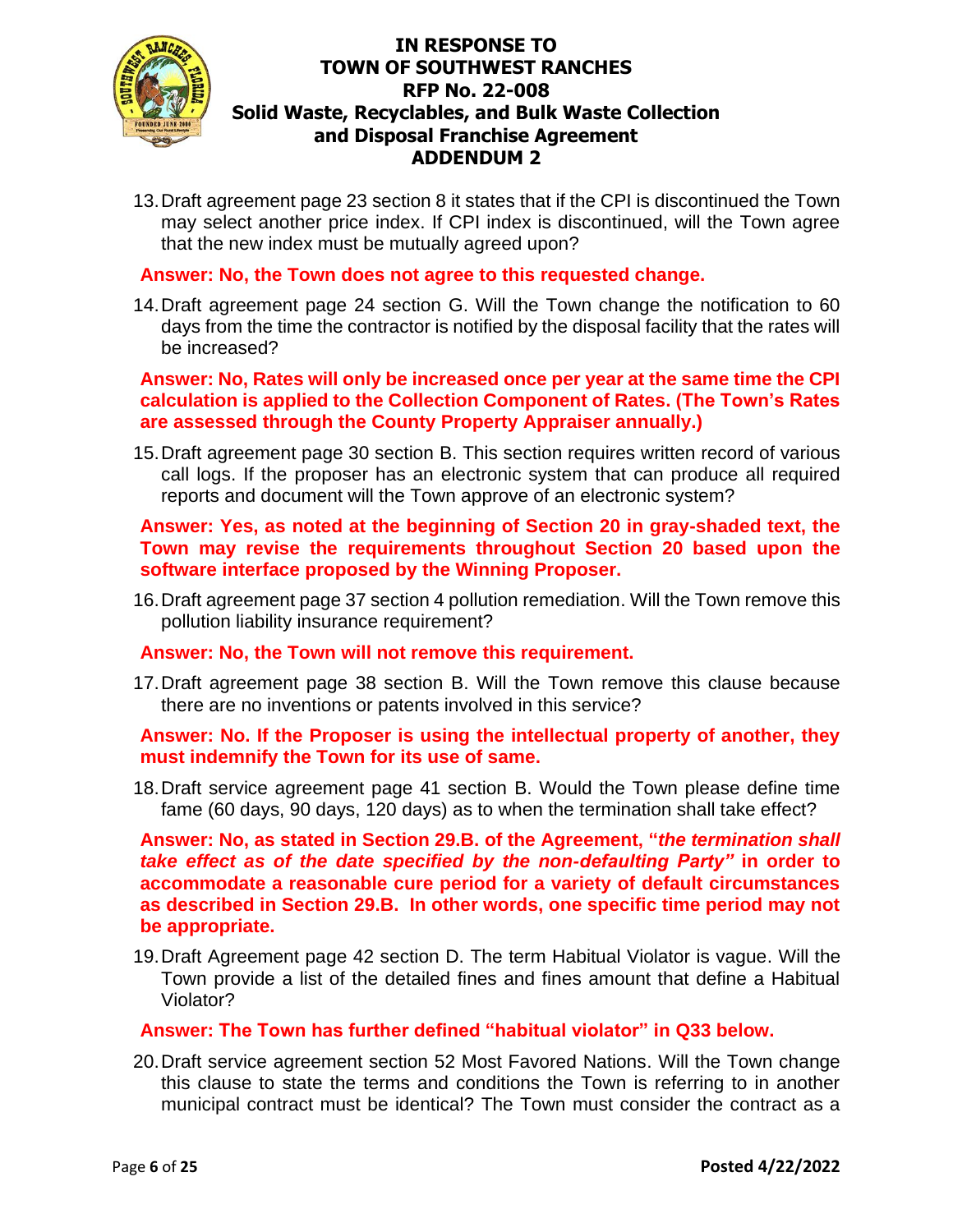13. Draft agreement page 23 section 8 it states that if the CPI is discontinued the Town may select another price index. If CPI index is discontinued, will the Town agree that the new index must be mutually agreed upon?

**Answer: No, the Town does not agree to this requested change.**

14. Draft agreement page 24 section G. Will the Town change the notification to 60 days from the time the contractor is notified by the disposal facility that the rates will be increased?

**Answer: No, Rates will only be increased once per year at the same time the CPI calculation is applied to the Collection Component of Rates. (The Town's Rates are assessed through the County Property Appraiser annually.)**

15. Draft agreement page 30 section B. This section requires written record of various call logs. If the proposer has an electronic system that can produce all required reports and document will the Town approve of an electronic system?

**Answer: Yes, as noted at the beginning of Section 20 in gray-shaded text, the Town may revise the requirements throughout Section 20 based upon the software interface proposed by the Winning Proposer.**

16. Draft agreement page 37 section 4 pollution remediation. Will the Town remove this pollution liability insurance requirement?

**Answer: No, the Town will not remove this requirement.**

17. Draft agreement page 38 section B. Will the Town remove this clause because there are no inventions or patents involved in this service?

**Answer: No. If the Proposer is using the intellectual property of another, they must indemnify the Town for its use of same.**

18. Draft service agreement page 41 section B. Would the Town please define time fame (60 days, 90 days, 120 days) as to when the termination shall take effect?

**Answer: No, as stated in Section 29.B. of the Agreement, "*the termination shall take effect as of the date specified by the non-defaulting Party*" in order to accommodate a reasonable cure period for a variety of default circumstances as described in Section 29.B. In other words, one specific time period may not be appropriate.**

19. Draft Agreement page 42 section D. The term Habitual Violator is vague. Will the Town provide a list of the detailed fines and fines amount that define a Habitual Violator?

**Answer: The Town has further defined "habitual violator" in Q33 below.**

20. Draft service agreement section 52 Most Favored Nations. Will the Town change this clause to state the terms and conditions the Town is referring to in another municipal contract must be identical? The Town must consider the contract as a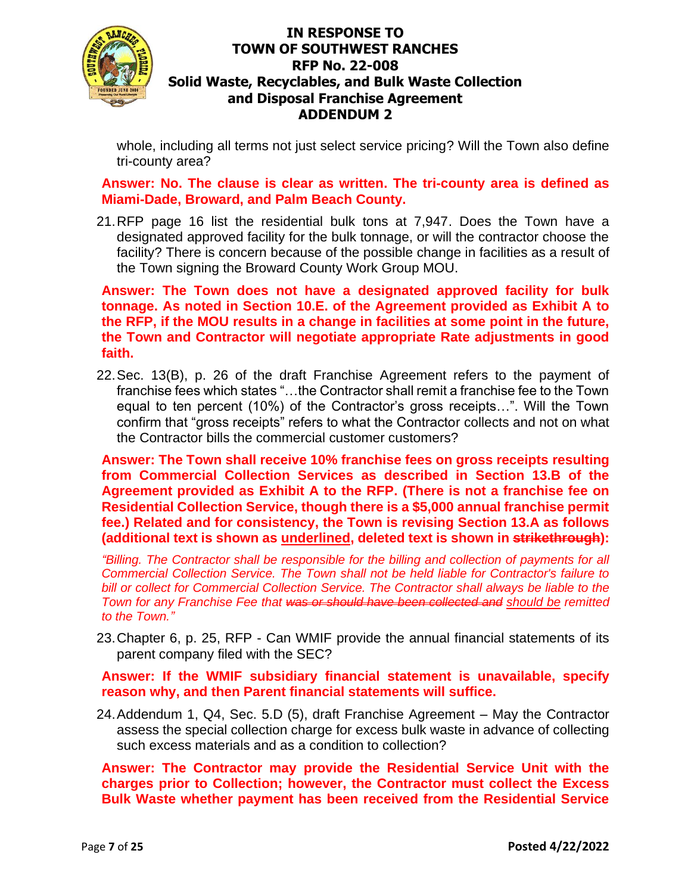whole, including all terms not just select service pricing? Will the Town also define tri-county area?

**Answer: No. The clause is clear as written. The tri-county area is defined as Miami-Dade, Broward, and Palm Beach County.**

21. RFP page 16 list the residential bulk tons at 7,947. Does the Town have a designated approved facility for the bulk tonnage, or will the contractor choose the facility? There is concern because of the possible change in facilities as a result of the Town signing the Broward County Work Group MOU.

**Answer: The Town does not have a designated approved facility for bulk tonnage. As noted in Section 10.E. of the Agreement provided as Exhibit A to the RFP, if the MOU results in a change in facilities at some point in the future, the Town and Contractor will negotiate appropriate Rate adjustments in good faith.**

22. Sec. 13(B), p. 26 of the draft Franchise Agreement refers to the payment of franchise fees which states "…the Contractor shall remit a franchise fee to the Town equal to ten percent (10%) of the Contractor's gross receipts…". Will the Town confirm that "gross receipts" refers to what the Contractor collects and not on what the Contractor bills the commercial customer customers?

**Answer: The Town shall receive 10% franchise fees on gross receipts resulting from Commercial Collection Services as described in Section 13.B of the Agreement provided as Exhibit A to the RFP. (There is not a franchise fee on Residential Collection Service, though there is a $5,000 annual franchise permit fee.) Related and for consistency, the Town is revising Section 13.A as follows (additional text is shown as <u>underlined</u>, deleted text is shown in ~~strikethrough~~):**

*"Billing. The Contractor shall be responsible for the billing and collection of payments for all Commercial Collection Service. The Town shall not be held liable for Contractor's failure to bill or collect for Commercial Collection Service. The Contractor shall always be liable to the Town for any Franchise Fee that ~~was or should have been collected and~~ <u>should be</u> remitted to the Town."*

23. Chapter 6, p. 25, RFP - Can WMIF provide the annual financial statements of its parent company filed with the SEC?

**Answer: If the WMIF subsidiary financial statement is unavailable, specify reason why, and then Parent financial statements will suffice.**

24. Addendum 1, Q4, Sec. 5.D (5), draft Franchise Agreement – May the Contractor assess the special collection charge for excess bulk waste in advance of collecting such excess materials and as a condition to collection?

**Answer: The Contractor may provide the Residential Service Unit with the charges prior to Collection; however, the Contractor must collect the Excess Bulk Waste whether payment has been received from the Residential Service**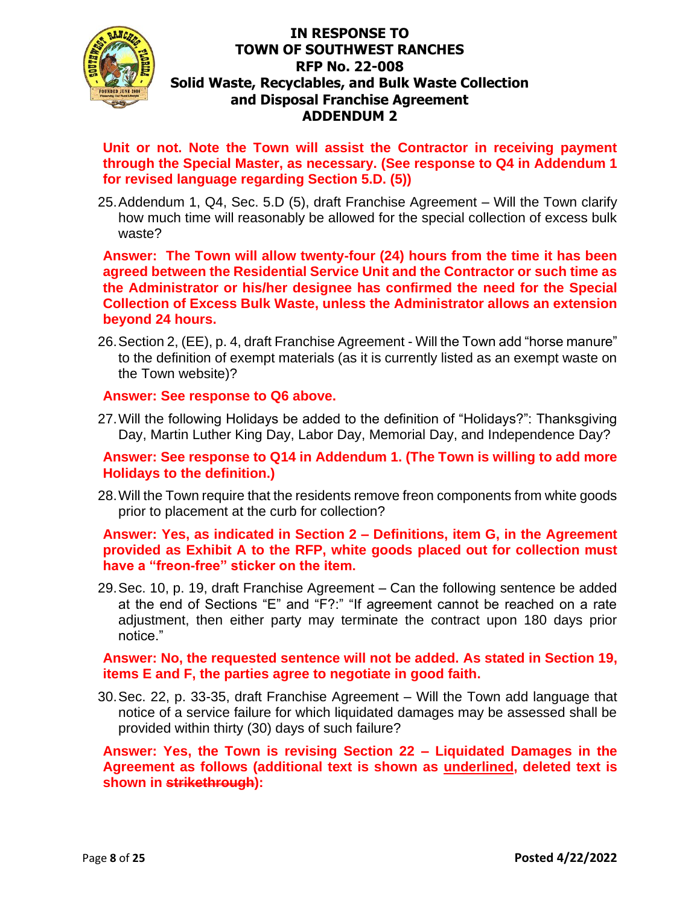**Unit or not. Note the Town will assist the Contractor in receiving payment through the Special Master, as necessary. (See response to Q4 in Addendum 1 for revised language regarding Section 5.D. (5))**

25. Addendum 1, Q4, Sec. 5.D (5), draft Franchise Agreement – Will the Town clarify how much time will reasonably be allowed for the special collection of excess bulk waste?

**Answer: The Town will allow twenty-four (24) hours from the time it has been agreed between the Residential Service Unit and the Contractor or such time as the Administrator or his/her designee has confirmed the need for the Special Collection of Excess Bulk Waste, unless the Administrator allows an extension beyond 24 hours.**

26. Section 2, (EE), p. 4, draft Franchise Agreement - Will the Town add "horse manure" to the definition of exempt materials (as it is currently listed as an exempt waste on the Town website)?

**Answer: See response to Q6 above.**

27. Will the following Holidays be added to the definition of "Holidays?": Thanksgiving Day, Martin Luther King Day, Labor Day, Memorial Day, and Independence Day?

**Answer: See response to Q14 in Addendum 1. (The Town is willing to add more Holidays to the definition.)**

28. Will the Town require that the residents remove freon components from white goods prior to placement at the curb for collection?

**Answer: Yes, as indicated in Section 2 – Definitions, item G, in the Agreement provided as Exhibit A to the RFP, white goods placed out for collection must have a "freon-free" sticker on the item.**

29. Sec. 10, p. 19, draft Franchise Agreement – Can the following sentence be added at the end of Sections "E" and "F?:" "If agreement cannot be reached on a rate adjustment, then either party may terminate the contract upon 180 days prior notice."

**Answer: No, the requested sentence will not be added. As stated in Section 19, items E and F, the parties agree to negotiate in good faith.**

30. Sec. 22, p. 33-35, draft Franchise Agreement – Will the Town add language that notice of a service failure for which liquidated damages may be assessed shall be provided within thirty (30) days of such failure?

**Answer: Yes, the Town is revising Section 22 – Liquidated Damages in the Agreement as follows (additional text is shown as <u>underlined</u>, deleted text is shown in ~~strikethrough~~):**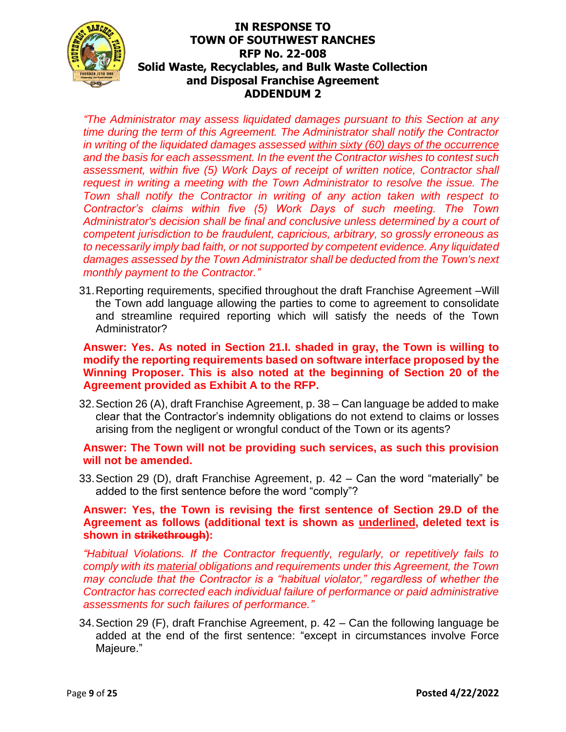*"The Administrator may assess liquidated damages pursuant to this Section at any time during the term of this Agreement. The Administrator shall notify the Contractor in writing of the liquidated damages assessed <u>within sixty (60) days of the occurrence</u> and the basis for each assessment. In the event the Contractor wishes to contest such assessment, within five (5) Work Days of receipt of written notice, Contractor shall request in writing a meeting with the Town Administrator to resolve the issue. The Town shall notify the Contractor in writing of any action taken with respect to Contractor's claims within five (5) Work Days of such meeting. The Town Administrator's decision shall be final and conclusive unless determined by a court of competent jurisdiction to be fraudulent, capricious, arbitrary, so grossly erroneous as to necessarily imply bad faith, or not supported by competent evidence. Any liquidated damages assessed by the Town Administrator shall be deducted from the Town's next monthly payment to the Contractor."*

31. Reporting requirements, specified throughout the draft Franchise Agreement –Will the Town add language allowing the parties to come to agreement to consolidate and streamline required reporting which will satisfy the needs of the Town Administrator?

**Answer: Yes. As noted in Section 21.I. shaded in gray, the Town is willing to modify the reporting requirements based on software interface proposed by the Winning Proposer. This is also noted at the beginning of Section 20 of the Agreement provided as Exhibit A to the RFP.**

32. Section 26 (A), draft Franchise Agreement, p. 38 – Can language be added to make clear that the Contractor's indemnity obligations do not extend to claims or losses arising from the negligent or wrongful conduct of the Town or its agents?

**Answer: The Town will not be providing such services, as such this provision will not be amended.**

33. Section 29 (D), draft Franchise Agreement, p. 42 – Can the word "materially" be added to the first sentence before the word "comply"?

**Answer: Yes, the Town is revising the first sentence of Section 29.D of the Agreement as follows (additional text is shown as <u>underlined</u>, deleted text is shown in ~~strikethrough~~):**

*"Habitual Violations. If the Contractor frequently, regularly, or repetitively fails to comply with its <u>material</u> obligations and requirements under this Agreement, the Town may conclude that the Contractor is a "habitual violator," regardless of whether the Contractor has corrected each individual failure of performance or paid administrative assessments for such failures of performance."*

34. Section 29 (F), draft Franchise Agreement, p. 42 – Can the following language be added at the end of the first sentence: "except in circumstances involve Force Majeure."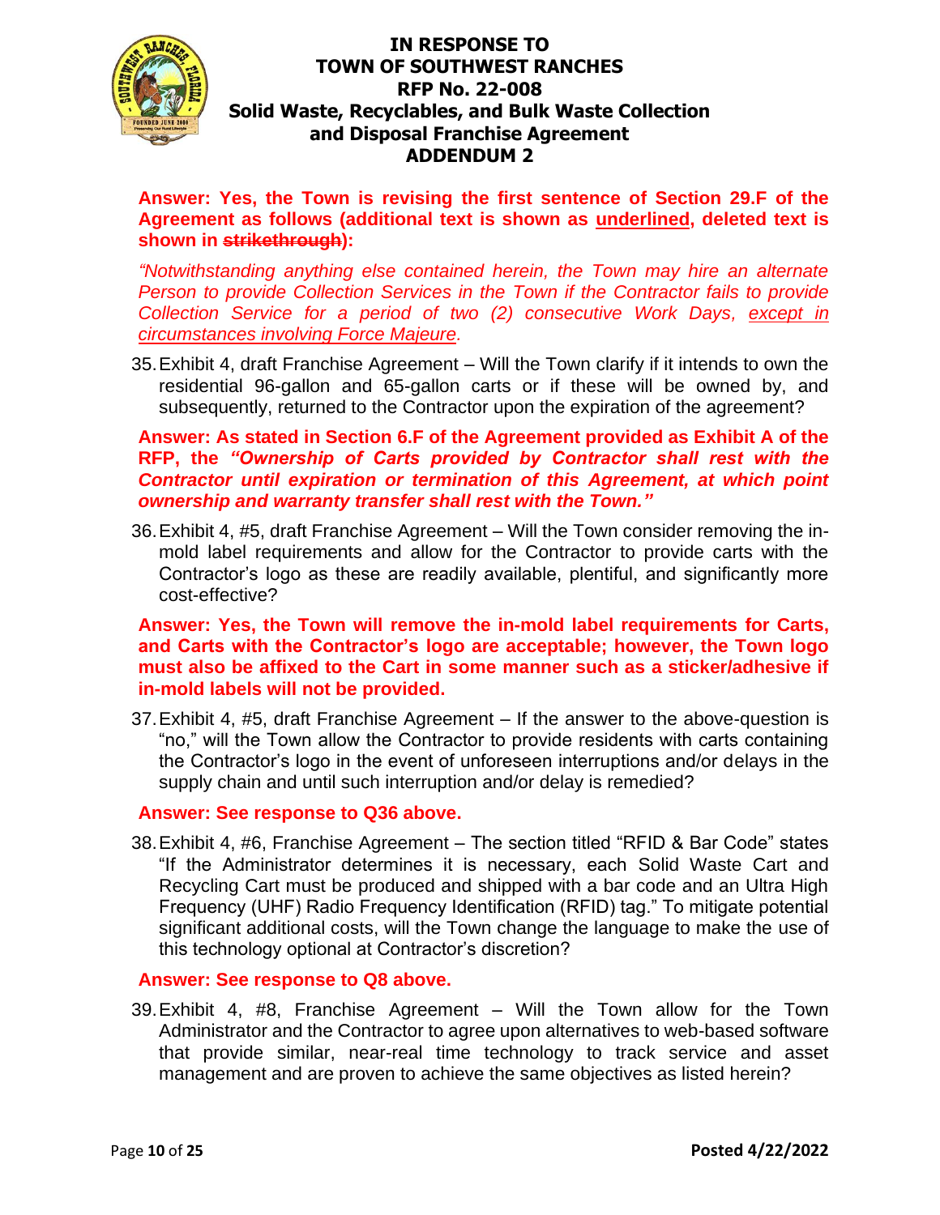**Answer: Yes, the Town is revising the first sentence of Section 29.F of the Agreement as follows (additional text is shown as <u>underlined</u>, deleted text is shown in ~~strikethrough~~):**

*"Notwithstanding anything else contained herein, the Town may hire an alternate Person to provide Collection Services in the Town if the Contractor fails to provide Collection Service for a period of two (2) consecutive Work Days, <u>except in circumstances involving Force Majeure</u>.*

35. Exhibit 4, draft Franchise Agreement – Will the Town clarify if it intends to own the residential 96-gallon and 65-gallon carts or if these will be owned by, and subsequently, returned to the Contractor upon the expiration of the agreement?

**Answer: As stated in Section 6.F of the Agreement provided as Exhibit A of the RFP, the *"Ownership of Carts provided by Contractor shall rest with the Contractor until expiration or termination of this Agreement, at which point ownership and warranty transfer shall rest with the Town."***

36. Exhibit 4, #5, draft Franchise Agreement – Will the Town consider removing the in-mold label requirements and allow for the Contractor to provide carts with the Contractor's logo as these are readily available, plentiful, and significantly more cost-effective?

**Answer: Yes, the Town will remove the in-mold label requirements for Carts, and Carts with the Contractor's logo are acceptable; however, the Town logo must also be affixed to the Cart in some manner such as a sticker/adhesive if in-mold labels will not be provided.**

37. Exhibit 4, #5, draft Franchise Agreement – If the answer to the above-question is "no," will the Town allow the Contractor to provide residents with carts containing the Contractor's logo in the event of unforeseen interruptions and/or delays in the supply chain and until such interruption and/or delay is remedied?

**Answer: See response to Q36 above.**

38. Exhibit 4, #6, Franchise Agreement – The section titled "RFID & Bar Code" states "If the Administrator determines it is necessary, each Solid Waste Cart and Recycling Cart must be produced and shipped with a bar code and an Ultra High Frequency (UHF) Radio Frequency Identification (RFID) tag." To mitigate potential significant additional costs, will the Town change the language to make the use of this technology optional at Contractor's discretion?

**Answer: See response to Q8 above.**

39. Exhibit 4, #8, Franchise Agreement – Will the Town allow for the Town Administrator and the Contractor to agree upon alternatives to web-based software that provide similar, near-real time technology to track service and asset management and are proven to achieve the same objectives as listed herein?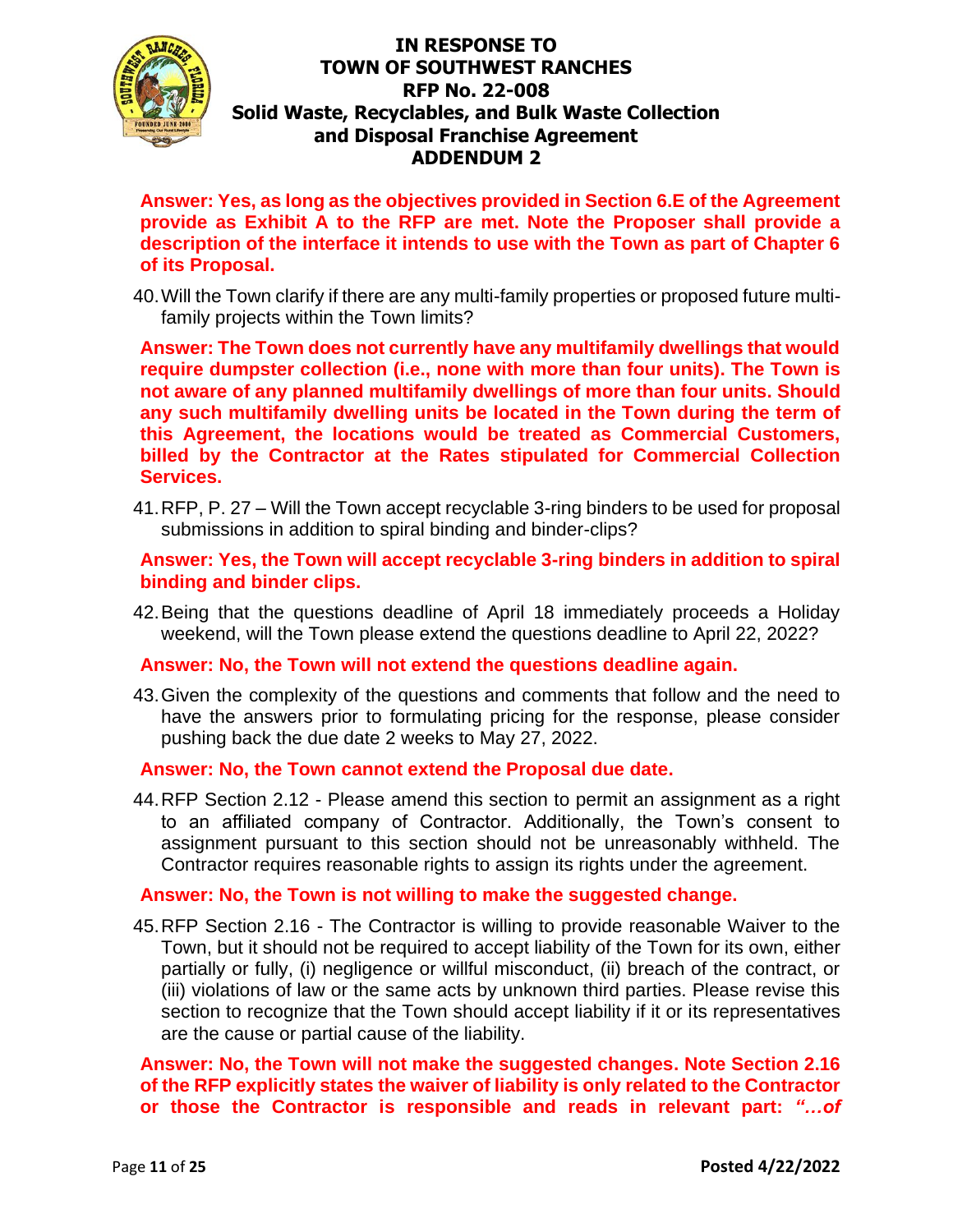**Answer: Yes, as long as the objectives provided in Section 6.E of the Agreement provide as Exhibit A to the RFP are met. Note the Proposer shall provide a description of the interface it intends to use with the Town as part of Chapter 6 of its Proposal.**

40. Will the Town clarify if there are any multi-family properties or proposed future multi-family projects within the Town limits?

**Answer: The Town does not currently have any multifamily dwellings that would require dumpster collection (i.e., none with more than four units). The Town is not aware of any planned multifamily dwellings of more than four units. Should any such multifamily dwelling units be located in the Town during the term of this Agreement, the locations would be treated as Commercial Customers, billed by the Contractor at the Rates stipulated for Commercial Collection Services.**

41. RFP, P. 27 – Will the Town accept recyclable 3-ring binders to be used for proposal submissions in addition to spiral binding and binder-clips?

**Answer: Yes, the Town will accept recyclable 3-ring binders in addition to spiral binding and binder clips.**

42. Being that the questions deadline of April 18 immediately proceeds a Holiday weekend, will the Town please extend the questions deadline to April 22, 2022?

**Answer: No, the Town will not extend the questions deadline again.**

43. Given the complexity of the questions and comments that follow and the need to have the answers prior to formulating pricing for the response, please consider pushing back the due date 2 weeks to May 27, 2022.

**Answer: No, the Town cannot extend the Proposal due date.**

44. RFP Section 2.12 - Please amend this section to permit an assignment as a right to an affiliated company of Contractor. Additionally, the Town's consent to assignment pursuant to this section should not be unreasonably withheld. The Contractor requires reasonable rights to assign its rights under the agreement.

**Answer: No, the Town is not willing to make the suggested change.**

45. RFP Section 2.16 - The Contractor is willing to provide reasonable Waiver to the Town, but it should not be required to accept liability of the Town for its own, either partially or fully, (i) negligence or willful misconduct, (ii) breach of the contract, or (iii) violations of law or the same acts by unknown third parties. Please revise this section to recognize that the Town should accept liability if it or its representatives are the cause or partial cause of the liability.

**Answer: No, the Town will not make the suggested changes. Note Section 2.16 of the RFP explicitly states the waiver of liability is only related to the Contractor or those the Contractor is responsible and reads in relevant part: *"…of***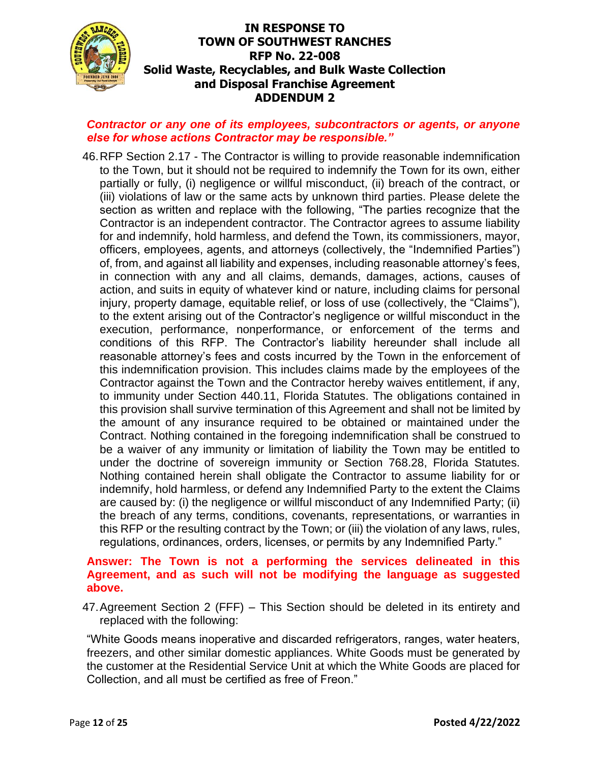***Contractor or any one of its employees, subcontractors or agents, or anyone else for whose actions Contractor may be responsible."***

46. RFP Section 2.17 - The Contractor is willing to provide reasonable indemnification to the Town, but it should not be required to indemnify the Town for its own, either partially or fully, (i) negligence or willful misconduct, (ii) breach of the contract, or (iii) violations of law or the same acts by unknown third parties. Please delete the section as written and replace with the following, "The parties recognize that the Contractor is an independent contractor. The Contractor agrees to assume liability for and indemnify, hold harmless, and defend the Town, its commissioners, mayor, officers, employees, agents, and attorneys (collectively, the "Indemnified Parties") of, from, and against all liability and expenses, including reasonable attorney's fees, in connection with any and all claims, demands, damages, actions, causes of action, and suits in equity of whatever kind or nature, including claims for personal injury, property damage, equitable relief, or loss of use (collectively, the "Claims"), to the extent arising out of the Contractor's negligence or willful misconduct in the execution, performance, nonperformance, or enforcement of the terms and conditions of this RFP. The Contractor's liability hereunder shall include all reasonable attorney's fees and costs incurred by the Town in the enforcement of this indemnification provision. This includes claims made by the employees of the Contractor against the Town and the Contractor hereby waives entitlement, if any, to immunity under Section 440.11, Florida Statutes. The obligations contained in this provision shall survive termination of this Agreement and shall not be limited by the amount of any insurance required to be obtained or maintained under the Contract. Nothing contained in the foregoing indemnification shall be construed to be a waiver of any immunity or limitation of liability the Town may be entitled to under the doctrine of sovereign immunity or Section 768.28, Florida Statutes. Nothing contained herein shall obligate the Contractor to assume liability for or indemnify, hold harmless, or defend any Indemnified Party to the extent the Claims are caused by: (i) the negligence or willful misconduct of any Indemnified Party; (ii) the breach of any terms, conditions, covenants, representations, or warranties in this RFP or the resulting contract by the Town; or (iii) the violation of any laws, rules, regulations, ordinances, orders, licenses, or permits by any Indemnified Party."

**Answer: The Town is not a performing the services delineated in this Agreement, and as such will not be modifying the language as suggested above.**

47. Agreement Section 2 (FFF) – This Section should be deleted in its entirety and replaced with the following:

"White Goods means inoperative and discarded refrigerators, ranges, water heaters, freezers, and other similar domestic appliances. White Goods must be generated by the customer at the Residential Service Unit at which the White Goods are placed for Collection, and all must be certified as free of Freon."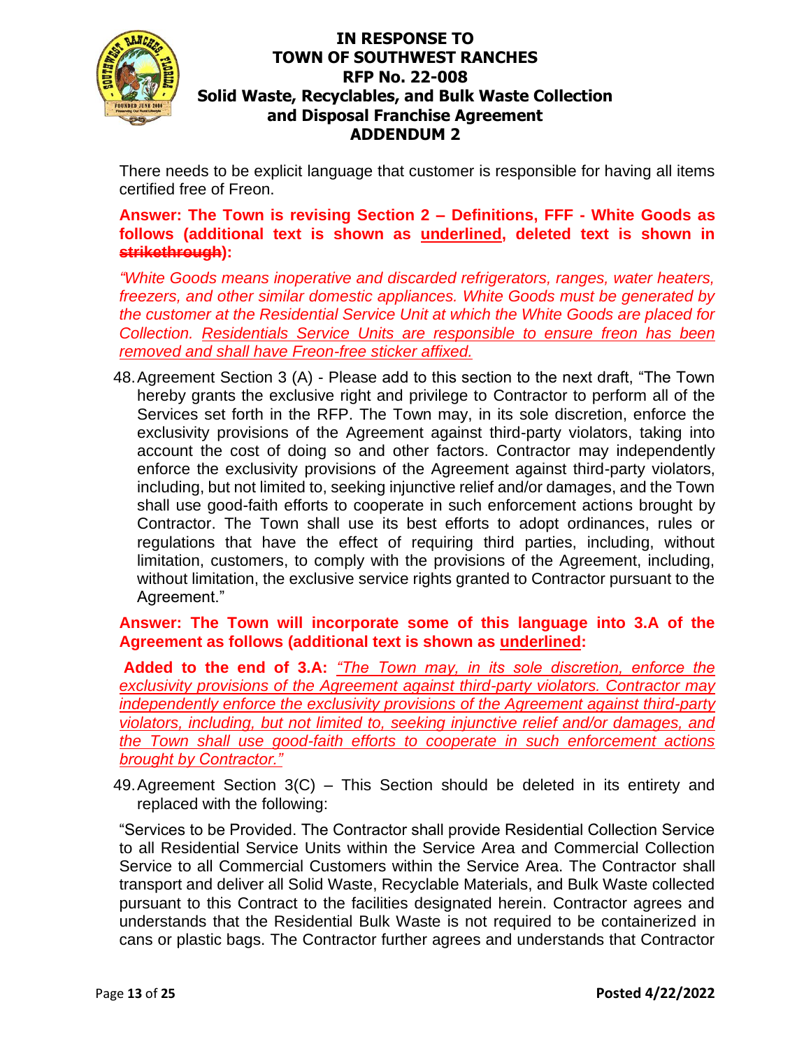There needs to be explicit language that customer is responsible for having all items certified free of Freon.

**Answer: The Town is revising Section 2 – Definitions, FFF - White Goods as follows (additional text is shown as <u>underlined</u>, deleted text is shown in ~~strikethrough~~):**

*"White Goods means inoperative and discarded refrigerators, ranges, water heaters, freezers, and other similar domestic appliances. White Goods must be generated by the customer at the Residential Service Unit at which the White Goods are placed for Collection. <u>Residentials Service Units are responsible to ensure freon has been removed and shall have Freon-free sticker affixed.</u>*

48. Agreement Section 3 (A) - Please add to this section to the next draft, "The Town hereby grants the exclusive right and privilege to Contractor to perform all of the Services set forth in the RFP. The Town may, in its sole discretion, enforce the exclusivity provisions of the Agreement against third-party violators, taking into account the cost of doing so and other factors. Contractor may independently enforce the exclusivity provisions of the Agreement against third-party violators, including, but not limited to, seeking injunctive relief and/or damages, and the Town shall use good-faith efforts to cooperate in such enforcement actions brought by Contractor. The Town shall use its best efforts to adopt ordinances, rules or regulations that have the effect of requiring third parties, including, without limitation, customers, to comply with the provisions of the Agreement, including, without limitation, the exclusive service rights granted to Contractor pursuant to the Agreement."

**Answer: The Town will incorporate some of this language into 3.A of the Agreement as follows (additional text is shown as <u>underlined</u>:**

**Added to the end of 3.A:** *<u>"The Town may, in its sole discretion, enforce the exclusivity provisions of the Agreement against third-party violators. Contractor may independently enforce the exclusivity provisions of the Agreement against third-party violators, including, but not limited to, seeking injunctive relief and/or damages, and the Town shall use good-faith efforts to cooperate in such enforcement actions brought by Contractor."</u>*

49. Agreement Section 3(C) – This Section should be deleted in its entirety and replaced with the following:

"Services to be Provided. The Contractor shall provide Residential Collection Service to all Residential Service Units within the Service Area and Commercial Collection Service to all Commercial Customers within the Service Area. The Contractor shall transport and deliver all Solid Waste, Recyclable Materials, and Bulk Waste collected pursuant to this Contract to the facilities designated herein. Contractor agrees and understands that the Residential Bulk Waste is not required to be containerized in cans or plastic bags. The Contractor further agrees and understands that Contractor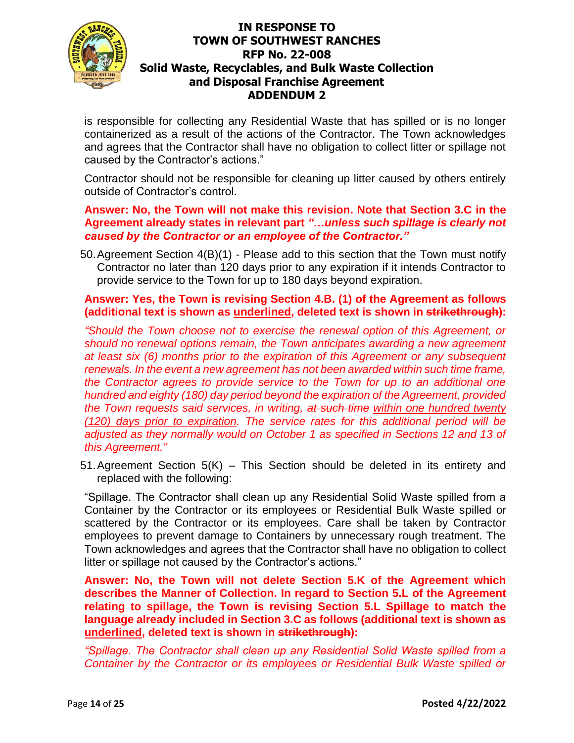is responsible for collecting any Residential Waste that has spilled or is no longer containerized as a result of the actions of the Contractor. The Town acknowledges and agrees that the Contractor shall have no obligation to collect litter or spillage not caused by the Contractor's actions."

Contractor should not be responsible for cleaning up litter caused by others entirely outside of Contractor's control.

**Answer: No, the Town will not make this revision. Note that Section 3.C in the Agreement already states in relevant part *"…unless such spillage is clearly not caused by the Contractor or an employee of the Contractor."***

50. Agreement Section 4(B)(1) - Please add to this section that the Town must notify Contractor no later than 120 days prior to any expiration if it intends Contractor to provide service to the Town for up to 180 days beyond expiration.

**Answer: Yes, the Town is revising Section 4.B. (1) of the Agreement as follows (additional text is shown as <u>underlined</u>, deleted text is shown in ~~strikethrough~~):**

*"Should the Town choose not to exercise the renewal option of this Agreement, or should no renewal options remain, the Town anticipates awarding a new agreement at least six (6) months prior to the expiration of this Agreement or any subsequent renewals. In the event a new agreement has not been awarded within such time frame, the Contractor agrees to provide service to the Town for up to an additional one hundred and eighty (180) day period beyond the expiration of the Agreement, provided the Town requests said services, in writing, ~~at such time~~ <u>within one hundred twenty (120) days prior to expiration</u>. The service rates for this additional period will be adjusted as they normally would on October 1 as specified in Sections 12 and 13 of this Agreement."*

51. Agreement Section 5(K) – This Section should be deleted in its entirety and replaced with the following:

"Spillage. The Contractor shall clean up any Residential Solid Waste spilled from a Container by the Contractor or its employees or Residential Bulk Waste spilled or scattered by the Contractor or its employees. Care shall be taken by Contractor employees to prevent damage to Containers by unnecessary rough treatment. The Town acknowledges and agrees that the Contractor shall have no obligation to collect litter or spillage not caused by the Contractor's actions."

**Answer: No, the Town will not delete Section 5.K of the Agreement which describes the Manner of Collection. In regard to Section 5.L of the Agreement relating to spillage, the Town is revising Section 5.L Spillage to match the language already included in Section 3.C as follows (additional text is shown as <u>underlined</u>, deleted text is shown in ~~strikethrough~~):**

*"Spillage. The Contractor shall clean up any Residential Solid Waste spilled from a Container by the Contractor or its employees or Residential Bulk Waste spilled or*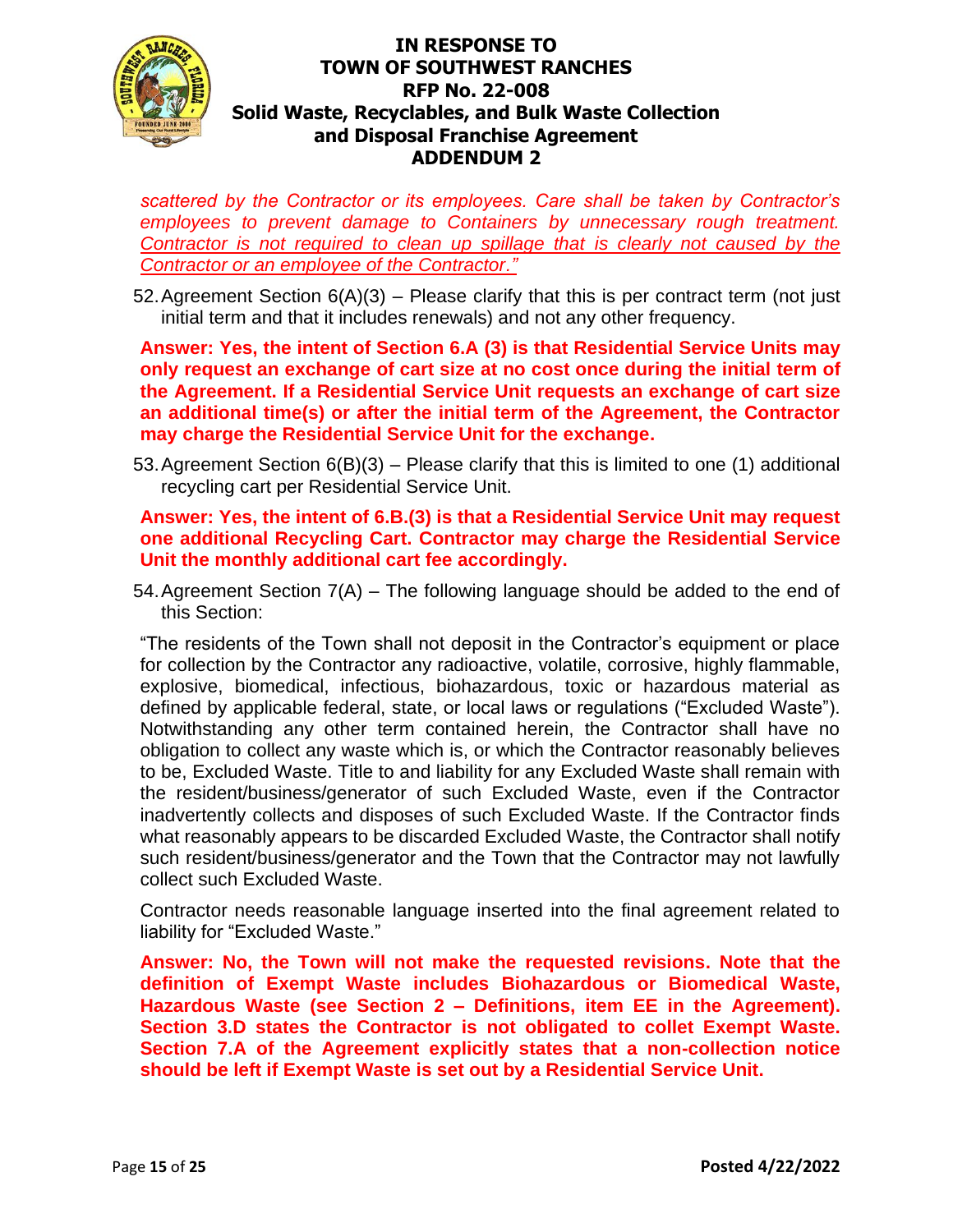*scattered by the Contractor or its employees. Care shall be taken by Contractor's employees to prevent damage to Containers by unnecessary rough treatment. Contractor is not required to clean up spillage that is clearly not caused by the Contractor or an employee of the Contractor."*

52. Agreement Section 6(A)(3) – Please clarify that this is per contract term (not just initial term and that it includes renewals) and not any other frequency.

**Answer: Yes, the intent of Section 6.A (3) is that Residential Service Units may only request an exchange of cart size at no cost once during the initial term of the Agreement. If a Residential Service Unit requests an exchange of cart size an additional time(s) or after the initial term of the Agreement, the Contractor may charge the Residential Service Unit for the exchange.**

53. Agreement Section 6(B)(3) – Please clarify that this is limited to one (1) additional recycling cart per Residential Service Unit.

**Answer: Yes, the intent of 6.B.(3) is that a Residential Service Unit may request one additional Recycling Cart. Contractor may charge the Residential Service Unit the monthly additional cart fee accordingly.**

54. Agreement Section 7(A) – The following language should be added to the end of this Section:

"The residents of the Town shall not deposit in the Contractor's equipment or place for collection by the Contractor any radioactive, volatile, corrosive, highly flammable, explosive, biomedical, infectious, biohazardous, toxic or hazardous material as defined by applicable federal, state, or local laws or regulations ("Excluded Waste"). Notwithstanding any other term contained herein, the Contractor shall have no obligation to collect any waste which is, or which the Contractor reasonably believes to be, Excluded Waste. Title to and liability for any Excluded Waste shall remain with the resident/business/generator of such Excluded Waste, even if the Contractor inadvertently collects and disposes of such Excluded Waste. If the Contractor finds what reasonably appears to be discarded Excluded Waste, the Contractor shall notify such resident/business/generator and the Town that the Contractor may not lawfully collect such Excluded Waste.

Contractor needs reasonable language inserted into the final agreement related to liability for "Excluded Waste."

**Answer: No, the Town will not make the requested revisions. Note that the definition of Exempt Waste includes Biohazardous or Biomedical Waste, Hazardous Waste (see Section 2 – Definitions, item EE in the Agreement). Section 3.D states the Contractor is not obligated to collet Exempt Waste. Section 7.A of the Agreement explicitly states that a non-collection notice should be left if Exempt Waste is set out by a Residential Service Unit.**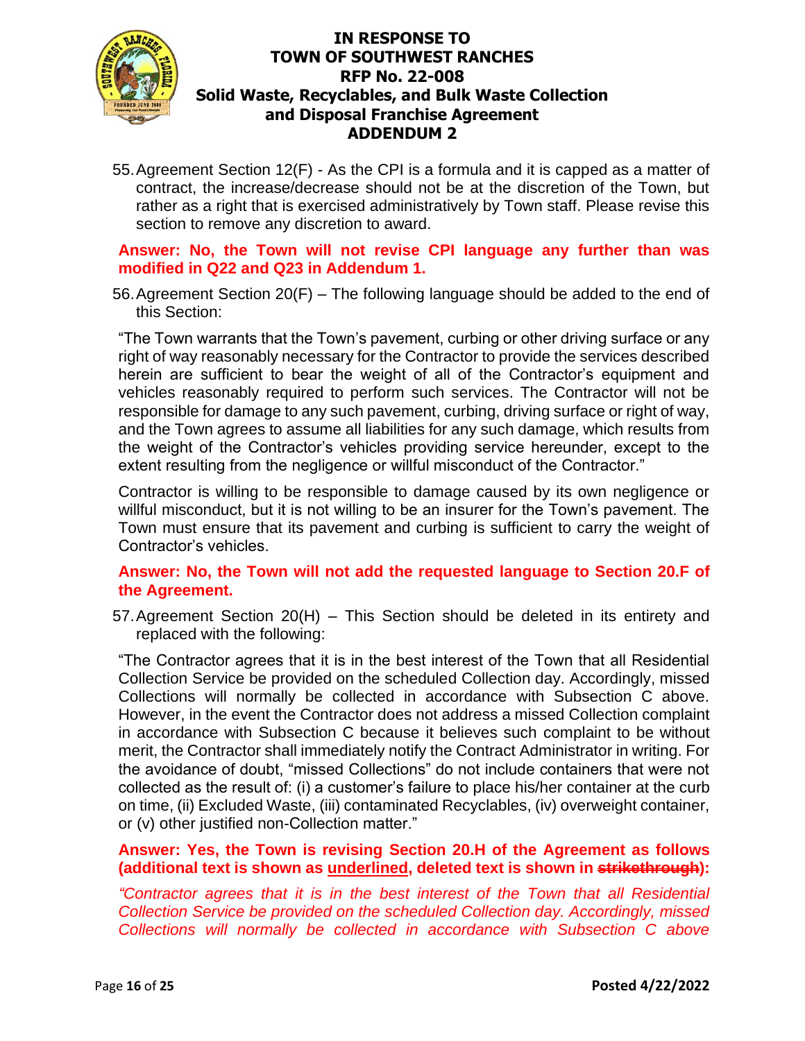55. Agreement Section 12(F) - As the CPI is a formula and it is capped as a matter of contract, the increase/decrease should not be at the discretion of the Town, but rather as a right that is exercised administratively by Town staff. Please revise this section to remove any discretion to award.

**Answer: No, the Town will not revise CPI language any further than was modified in Q22 and Q23 in Addendum 1.**

56. Agreement Section 20(F) – The following language should be added to the end of this Section:

"The Town warrants that the Town's pavement, curbing or other driving surface or any right of way reasonably necessary for the Contractor to provide the services described herein are sufficient to bear the weight of all of the Contractor's equipment and vehicles reasonably required to perform such services. The Contractor will not be responsible for damage to any such pavement, curbing, driving surface or right of way, and the Town agrees to assume all liabilities for any such damage, which results from the weight of the Contractor's vehicles providing service hereunder, except to the extent resulting from the negligence or willful misconduct of the Contractor."

Contractor is willing to be responsible to damage caused by its own negligence or willful misconduct, but it is not willing to be an insurer for the Town's pavement. The Town must ensure that its pavement and curbing is sufficient to carry the weight of Contractor's vehicles.

**Answer: No, the Town will not add the requested language to Section 20.F of the Agreement.**

57. Agreement Section 20(H) – This Section should be deleted in its entirety and replaced with the following:

"The Contractor agrees that it is in the best interest of the Town that all Residential Collection Service be provided on the scheduled Collection day. Accordingly, missed Collections will normally be collected in accordance with Subsection C above. However, in the event the Contractor does not address a missed Collection complaint in accordance with Subsection C because it believes such complaint to be without merit, the Contractor shall immediately notify the Contract Administrator in writing. For the avoidance of doubt, "missed Collections" do not include containers that were not collected as the result of: (i) a customer's failure to place his/her container at the curb on time, (ii) Excluded Waste, (iii) contaminated Recyclables, (iv) overweight container, or (v) other justified non-Collection matter."

**Answer: Yes, the Town is revising Section 20.H of the Agreement as follows (additional text is shown as <u>underlined</u>, deleted text is shown in ~~strikethrough~~):**

*"Contractor agrees that it is in the best interest of the Town that all Residential Collection Service be provided on the scheduled Collection day. Accordingly, missed Collections will normally be collected in accordance with Subsection C above*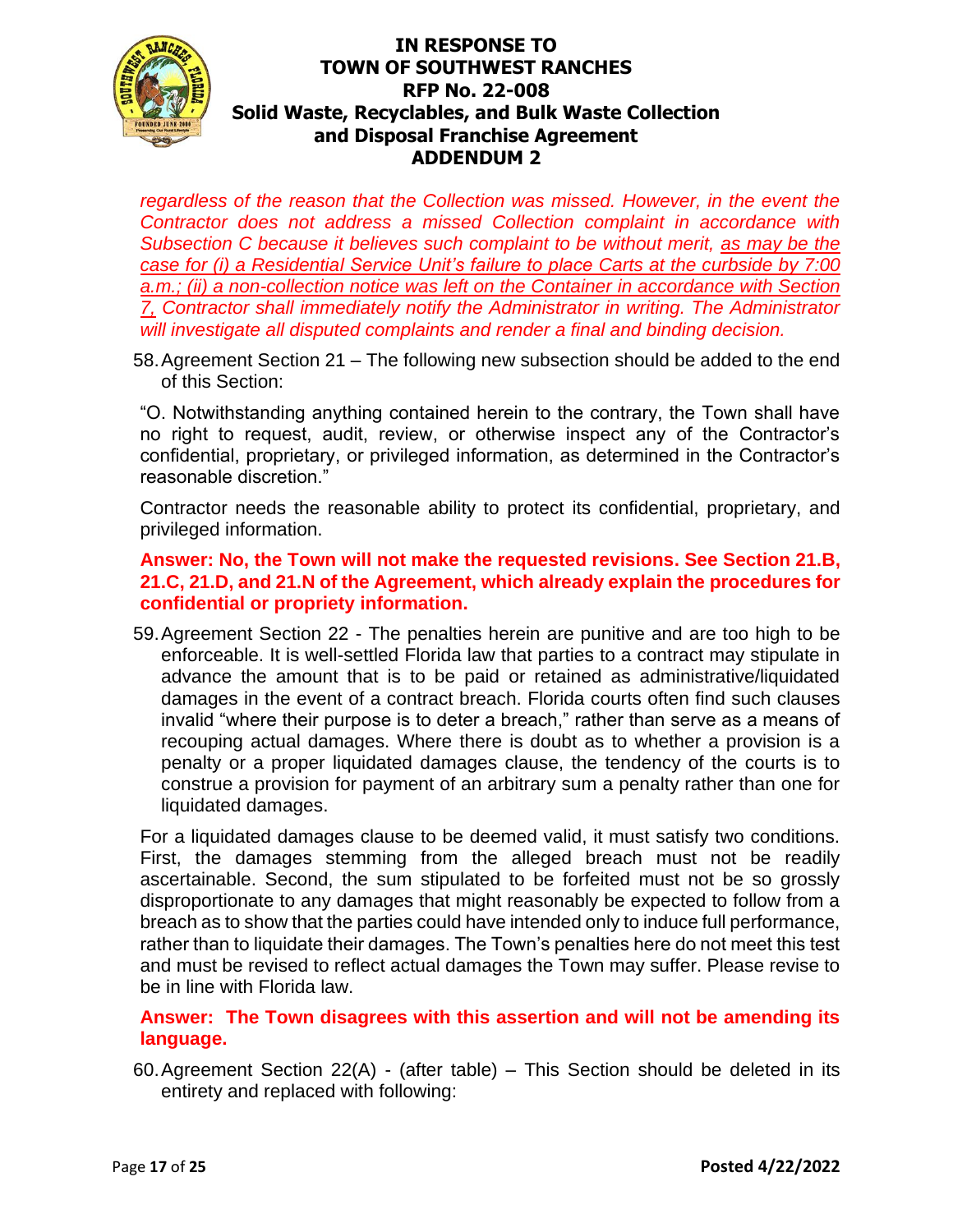*regardless of the reason that the Collection was missed. However, in the event the Contractor does not address a missed Collection complaint in accordance with Subsection C because it believes such complaint to be without merit, as may be the case for (i) a Residential Service Unit's failure to place Carts at the curbside by 7:00 a.m.; (ii) a non-collection notice was left on the Container in accordance with Section 7, Contractor shall immediately notify the Administrator in writing. The Administrator will investigate all disputed complaints and render a final and binding decision.*

58. Agreement Section 21 – The following new subsection should be added to the end of this Section:

"O. Notwithstanding anything contained herein to the contrary, the Town shall have no right to request, audit, review, or otherwise inspect any of the Contractor's confidential, proprietary, or privileged information, as determined in the Contractor's reasonable discretion."

Contractor needs the reasonable ability to protect its confidential, proprietary, and privileged information.

**Answer: No, the Town will not make the requested revisions. See Section 21.B, 21.C, 21.D, and 21.N of the Agreement, which already explain the procedures for confidential or propriety information.**

59. Agreement Section 22 - The penalties herein are punitive and are too high to be enforceable. It is well-settled Florida law that parties to a contract may stipulate in advance the amount that is to be paid or retained as administrative/liquidated damages in the event of a contract breach. Florida courts often find such clauses invalid "where their purpose is to deter a breach," rather than serve as a means of recouping actual damages. Where there is doubt as to whether a provision is a penalty or a proper liquidated damages clause, the tendency of the courts is to construe a provision for payment of an arbitrary sum a penalty rather than one for liquidated damages.

For a liquidated damages clause to be deemed valid, it must satisfy two conditions. First, the damages stemming from the alleged breach must not be readily ascertainable. Second, the sum stipulated to be forfeited must not be so grossly disproportionate to any damages that might reasonably be expected to follow from a breach as to show that the parties could have intended only to induce full performance, rather than to liquidate their damages. The Town's penalties here do not meet this test and must be revised to reflect actual damages the Town may suffer. Please revise to be in line with Florida law.

**Answer: The Town disagrees with this assertion and will not be amending its language.**

60. Agreement Section 22(A) - (after table) – This Section should be deleted in its entirety and replaced with following: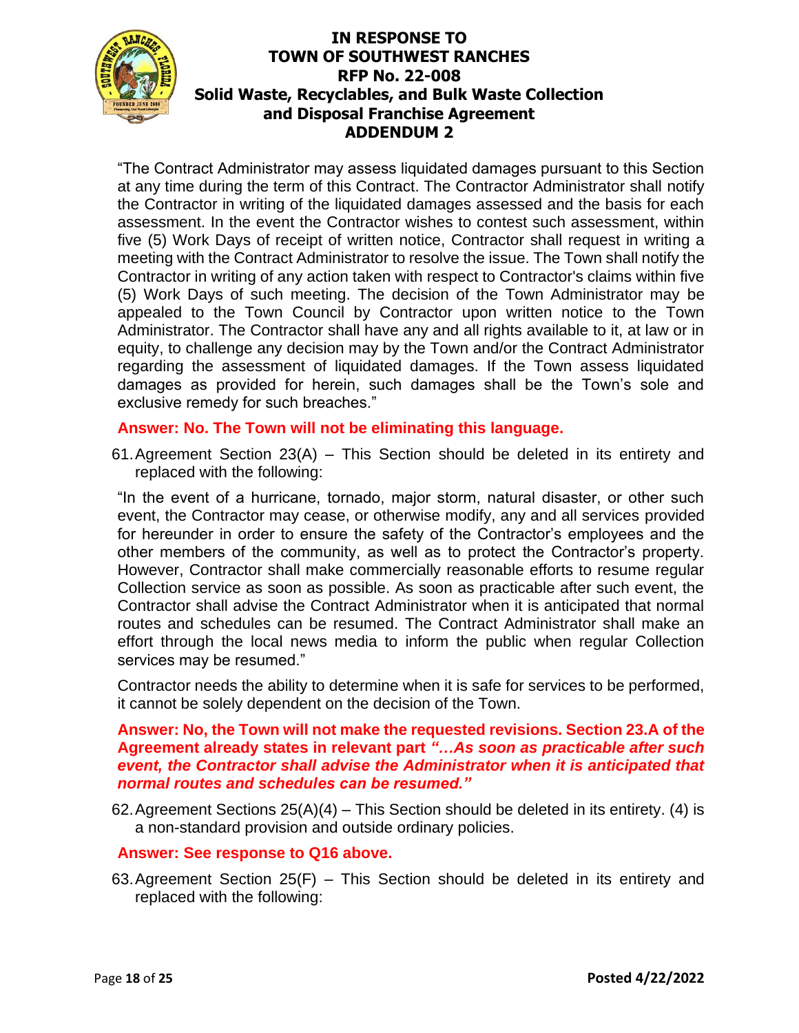"The Contract Administrator may assess liquidated damages pursuant to this Section at any time during the term of this Contract. The Contractor Administrator shall notify the Contractor in writing of the liquidated damages assessed and the basis for each assessment. In the event the Contractor wishes to contest such assessment, within five (5) Work Days of receipt of written notice, Contractor shall request in writing a meeting with the Contract Administrator to resolve the issue. The Town shall notify the Contractor in writing of any action taken with respect to Contractor's claims within five (5) Work Days of such meeting. The decision of the Town Administrator may be appealed to the Town Council by Contractor upon written notice to the Town Administrator. The Contractor shall have any and all rights available to it, at law or in equity, to challenge any decision may by the Town and/or the Contract Administrator regarding the assessment of liquidated damages. If the Town assess liquidated damages as provided for herein, such damages shall be the Town's sole and exclusive remedy for such breaches."

**Answer: No. The Town will not be eliminating this language.**

61. Agreement Section 23(A) – This Section should be deleted in its entirety and replaced with the following:

"In the event of a hurricane, tornado, major storm, natural disaster, or other such event, the Contractor may cease, or otherwise modify, any and all services provided for hereunder in order to ensure the safety of the Contractor's employees and the other members of the community, as well as to protect the Contractor's property. However, Contractor shall make commercially reasonable efforts to resume regular Collection service as soon as possible. As soon as practicable after such event, the Contractor shall advise the Contract Administrator when it is anticipated that normal routes and schedules can be resumed. The Contract Administrator shall make an effort through the local news media to inform the public when regular Collection services may be resumed."

Contractor needs the ability to determine when it is safe for services to be performed, it cannot be solely dependent on the decision of the Town.

**Answer: No, the Town will not make the requested revisions. Section 23.A of the Agreement already states in relevant part *"…As soon as practicable after such event, the Contractor shall advise the Administrator when it is anticipated that normal routes and schedules can be resumed."***

62. Agreement Sections 25(A)(4) – This Section should be deleted in its entirety. (4) is a non-standard provision and outside ordinary policies.

**Answer: See response to Q16 above.**

63. Agreement Section 25(F) – This Section should be deleted in its entirety and replaced with the following: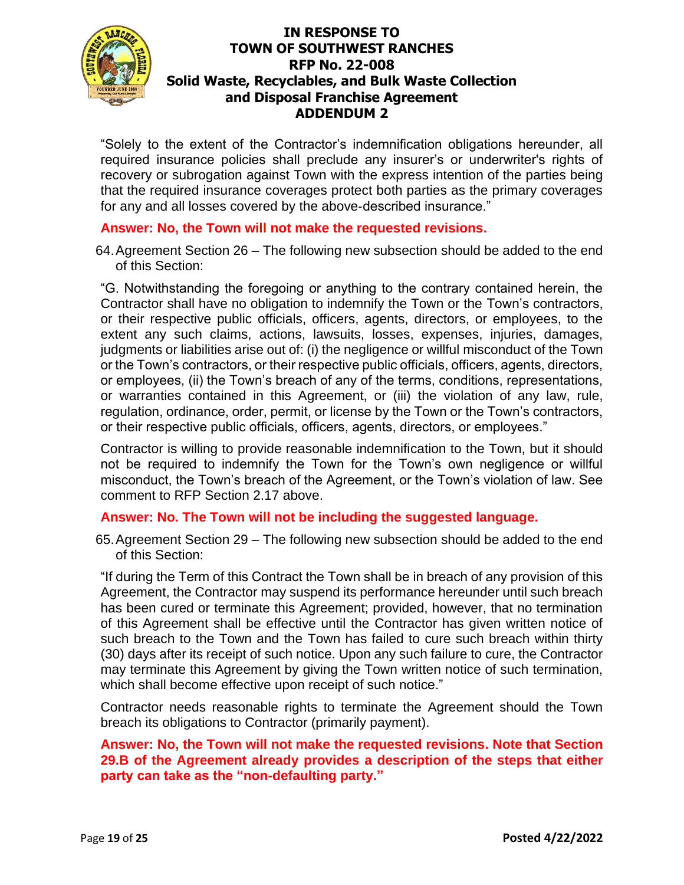"Solely to the extent of the Contractor's indemnification obligations hereunder, all required insurance policies shall preclude any insurer's or underwriter's rights of recovery or subrogation against Town with the express intention of the parties being that the required insurance coverages protect both parties as the primary coverages for any and all losses covered by the above-described insurance."

**Answer: No, the Town will not make the requested revisions.**

64. Agreement Section 26 – The following new subsection should be added to the end of this Section:

"G. Notwithstanding the foregoing or anything to the contrary contained herein, the Contractor shall have no obligation to indemnify the Town or the Town's contractors, or their respective public officials, officers, agents, directors, or employees, to the extent any such claims, actions, lawsuits, losses, expenses, injuries, damages, judgments or liabilities arise out of: (i) the negligence or willful misconduct of the Town or the Town's contractors, or their respective public officials, officers, agents, directors, or employees, (ii) the Town's breach of any of the terms, conditions, representations, or warranties contained in this Agreement, or (iii) the violation of any law, rule, regulation, ordinance, order, permit, or license by the Town or the Town's contractors, or their respective public officials, officers, agents, directors, or employees."

Contractor is willing to provide reasonable indemnification to the Town, but it should not be required to indemnify the Town for the Town's own negligence or willful misconduct, the Town's breach of the Agreement, or the Town's violation of law. See comment to RFP Section 2.17 above.

**Answer: No. The Town will not be including the suggested language.**

65. Agreement Section 29 – The following new subsection should be added to the end of this Section:

"If during the Term of this Contract the Town shall be in breach of any provision of this Agreement, the Contractor may suspend its performance hereunder until such breach has been cured or terminate this Agreement; provided, however, that no termination of this Agreement shall be effective until the Contractor has given written notice of such breach to the Town and the Town has failed to cure such breach within thirty (30) days after its receipt of such notice. Upon any such failure to cure, the Contractor may terminate this Agreement by giving the Town written notice of such termination, which shall become effective upon receipt of such notice."

Contractor needs reasonable rights to terminate the Agreement should the Town breach its obligations to Contractor (primarily payment).

**Answer: No, the Town will not make the requested revisions. Note that Section 29.B of the Agreement already provides a description of the steps that either party can take as the "non-defaulting party."**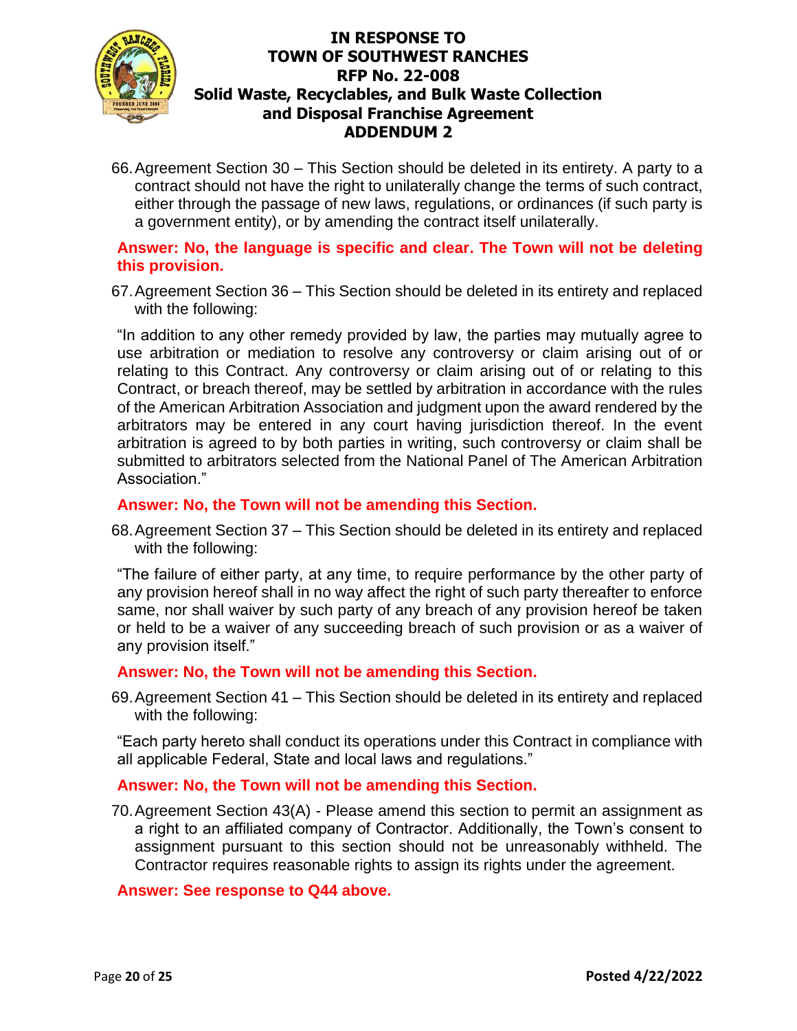66. Agreement Section 30 – This Section should be deleted in its entirety. A party to a contract should not have the right to unilaterally change the terms of such contract, either through the passage of new laws, regulations, or ordinances (if such party is a government entity), or by amending the contract itself unilaterally.

**Answer: No, the language is specific and clear. The Town will not be deleting this provision.**

67. Agreement Section 36 – This Section should be deleted in its entirety and replaced with the following:

"In addition to any other remedy provided by law, the parties may mutually agree to use arbitration or mediation to resolve any controversy or claim arising out of or relating to this Contract. Any controversy or claim arising out of or relating to this Contract, or breach thereof, may be settled by arbitration in accordance with the rules of the American Arbitration Association and judgment upon the award rendered by the arbitrators may be entered in any court having jurisdiction thereof. In the event arbitration is agreed to by both parties in writing, such controversy or claim shall be submitted to arbitrators selected from the National Panel of The American Arbitration Association."

**Answer: No, the Town will not be amending this Section.**

68. Agreement Section 37 – This Section should be deleted in its entirety and replaced with the following:

"The failure of either party, at any time, to require performance by the other party of any provision hereof shall in no way affect the right of such party thereafter to enforce same, nor shall waiver by such party of any breach of any provision hereof be taken or held to be a waiver of any succeeding breach of such provision or as a waiver of any provision itself."

**Answer: No, the Town will not be amending this Section.**

69. Agreement Section 41 – This Section should be deleted in its entirety and replaced with the following:

"Each party hereto shall conduct its operations under this Contract in compliance with all applicable Federal, State and local laws and regulations."

**Answer: No, the Town will not be amending this Section.**

70. Agreement Section 43(A) - Please amend this section to permit an assignment as a right to an affiliated company of Contractor. Additionally, the Town's consent to assignment pursuant to this section should not be unreasonably withheld. The Contractor requires reasonable rights to assign its rights under the agreement.

**Answer: See response to Q44 above.**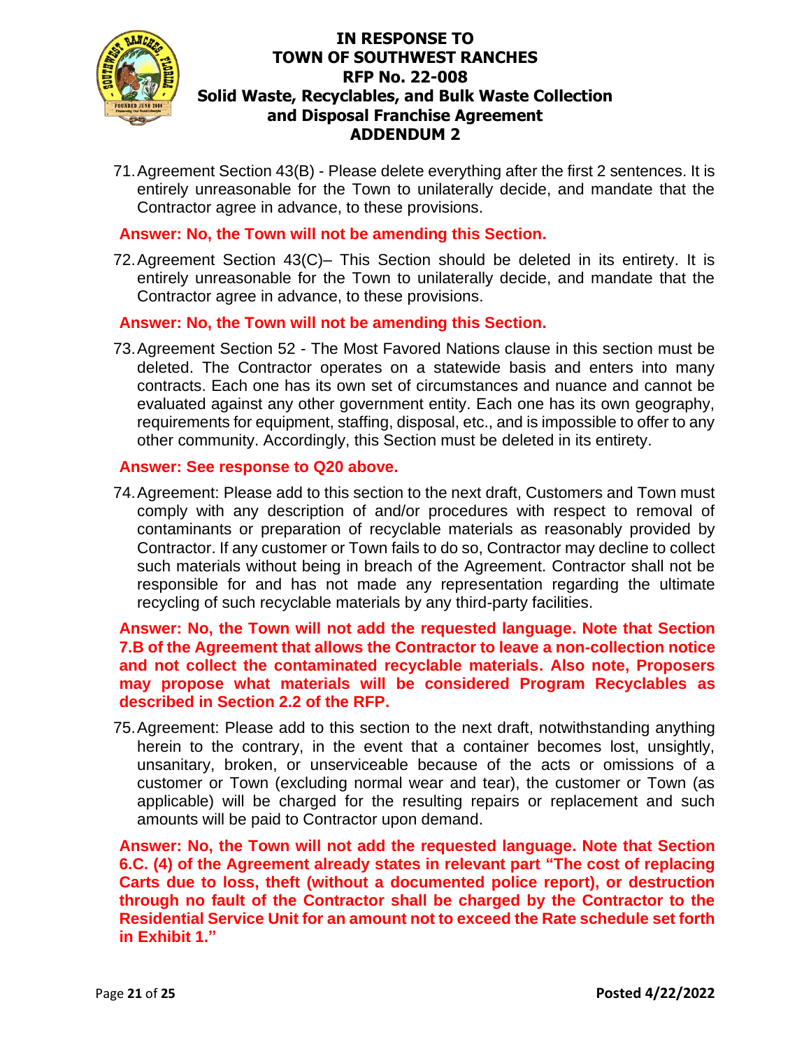71. Agreement Section 43(B) - Please delete everything after the first 2 sentences. It is entirely unreasonable for the Town to unilaterally decide, and mandate that the Contractor agree in advance, to these provisions.

**Answer: No, the Town will not be amending this Section.**

72. Agreement Section 43(C)– This Section should be deleted in its entirety. It is entirely unreasonable for the Town to unilaterally decide, and mandate that the Contractor agree in advance, to these provisions.

**Answer: No, the Town will not be amending this Section.**

73. Agreement Section 52 - The Most Favored Nations clause in this section must be deleted. The Contractor operates on a statewide basis and enters into many contracts. Each one has its own set of circumstances and nuance and cannot be evaluated against any other government entity. Each one has its own geography, requirements for equipment, staffing, disposal, etc., and is impossible to offer to any other community. Accordingly, this Section must be deleted in its entirety.

**Answer: See response to Q20 above.**

74. Agreement: Please add to this section to the next draft, Customers and Town must comply with any description of and/or procedures with respect to removal of contaminants or preparation of recyclable materials as reasonably provided by Contractor. If any customer or Town fails to do so, Contractor may decline to collect such materials without being in breach of the Agreement. Contractor shall not be responsible for and has not made any representation regarding the ultimate recycling of such recyclable materials by any third-party facilities.

**Answer: No, the Town will not add the requested language. Note that Section 7.B of the Agreement that allows the Contractor to leave a non-collection notice and not collect the contaminated recyclable materials. Also note, Proposers may propose what materials will be considered Program Recyclables as described in Section 2.2 of the RFP.**

75. Agreement: Please add to this section to the next draft, notwithstanding anything herein to the contrary, in the event that a container becomes lost, unsightly, unsanitary, broken, or unserviceable because of the acts or omissions of a customer or Town (excluding normal wear and tear), the customer or Town (as applicable) will be charged for the resulting repairs or replacement and such amounts will be paid to Contractor upon demand.

**Answer: No, the Town will not add the requested language. Note that Section 6.C. (4) of the Agreement already states in relevant part "The cost of replacing Carts due to loss, theft (without a documented police report), or destruction through no fault of the Contractor shall be charged by the Contractor to the Residential Service Unit for an amount not to exceed the Rate schedule set forth in Exhibit 1."**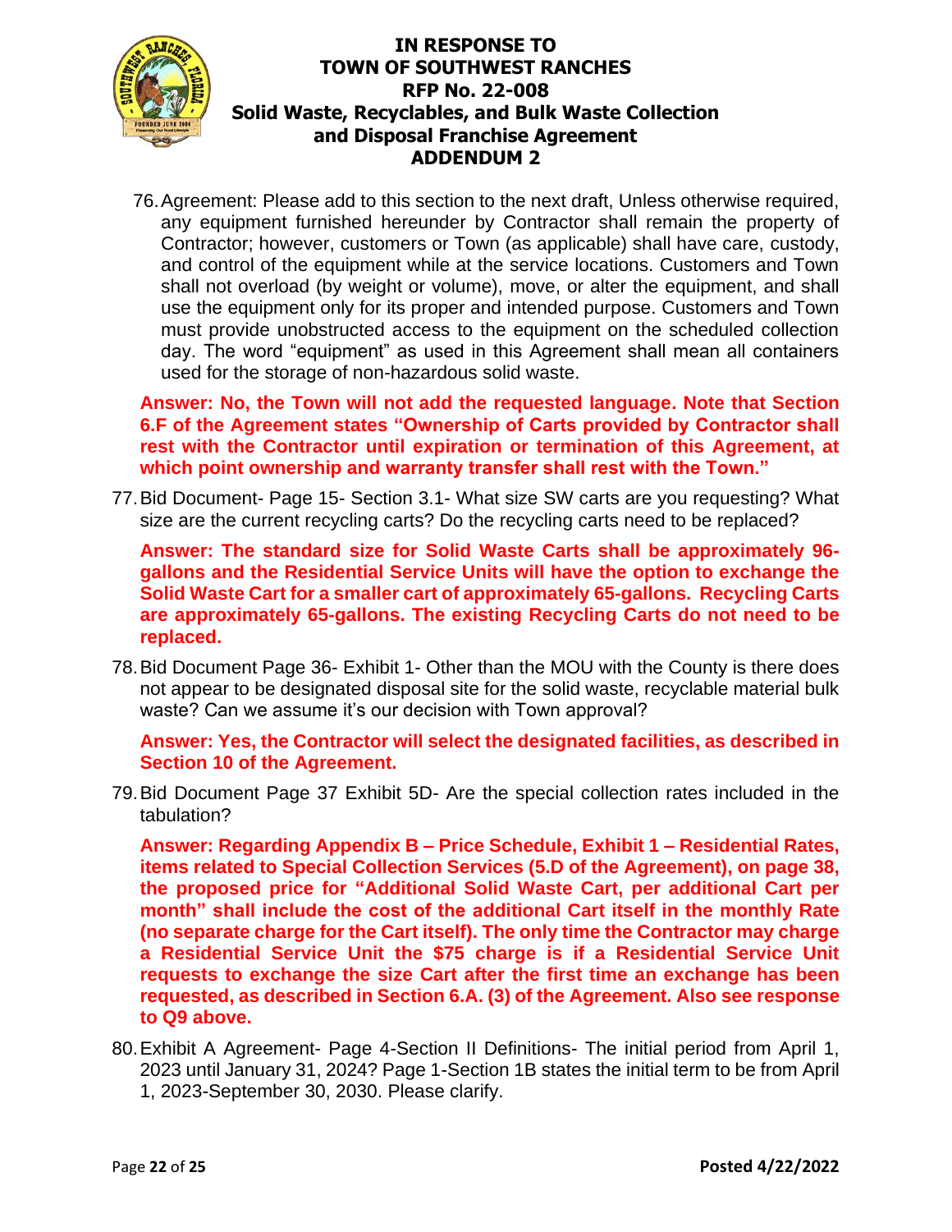76. Agreement: Please add to this section to the next draft, Unless otherwise required, any equipment furnished hereunder by Contractor shall remain the property of Contractor; however, customers or Town (as applicable) shall have care, custody, and control of the equipment while at the service locations. Customers and Town shall not overload (by weight or volume), move, or alter the equipment, and shall use the equipment only for its proper and intended purpose. Customers and Town must provide unobstructed access to the equipment on the scheduled collection day. The word "equipment" as used in this Agreement shall mean all containers used for the storage of non-hazardous solid waste.

   **Answer: No, the Town will not add the requested language. Note that Section 6.F of the Agreement states "Ownership of Carts provided by Contractor shall rest with the Contractor until expiration or termination of this Agreement, at which point ownership and warranty transfer shall rest with the Town."**

77. Bid Document- Page 15- Section 3.1- What size SW carts are you requesting? What size are the current recycling carts? Do the recycling carts need to be replaced?

   **Answer: The standard size for Solid Waste Carts shall be approximately 96-gallons and the Residential Service Units will have the option to exchange the Solid Waste Cart for a smaller cart of approximately 65-gallons. Recycling Carts are approximately 65-gallons. The existing Recycling Carts do not need to be replaced.**

78. Bid Document Page 36- Exhibit 1- Other than the MOU with the County is there does not appear to be designated disposal site for the solid waste, recyclable material bulk waste? Can we assume it's our decision with Town approval?

   **Answer: Yes, the Contractor will select the designated facilities, as described in Section 10 of the Agreement.**

79. Bid Document Page 37 Exhibit 5D- Are the special collection rates included in the tabulation?

   **Answer: Regarding Appendix B – Price Schedule, Exhibit 1 – Residential Rates, items related to Special Collection Services (5.D of the Agreement), on page 38, the proposed price for "Additional Solid Waste Cart, per additional Cart per month" shall include the cost of the additional Cart itself in the monthly Rate (no separate charge for the Cart itself). The only time the Contractor may charge a Residential Service Unit the $75 charge is if a Residential Service Unit requests to exchange the size Cart after the first time an exchange has been requested, as described in Section 6.A. (3) of the Agreement. Also see response to Q9 above.**

80. Exhibit A Agreement- Page 4-Section II Definitions- The initial period from April 1, 2023 until January 31, 2024? Page 1-Section 1B states the initial term to be from April 1, 2023-September 30, 2030. Please clarify.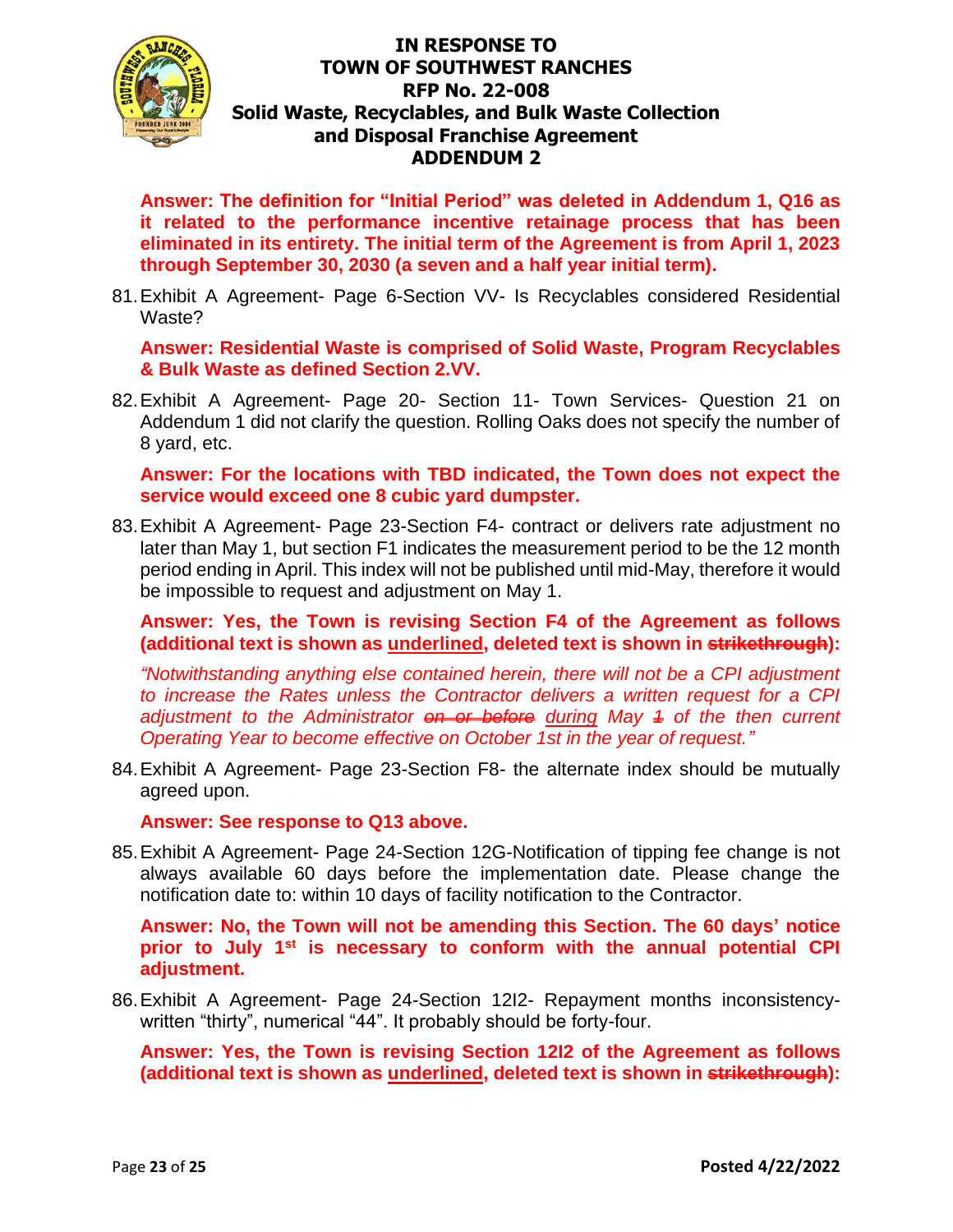**Answer: The definition for "Initial Period" was deleted in Addendum 1, Q16 as it related to the performance incentive retainage process that has been eliminated in its entirety. The initial term of the Agreement is from April 1, 2023 through September 30, 2030 (a seven and a half year initial term).**

81. Exhibit A Agreement- Page 6-Section VV- Is Recyclables considered Residential Waste?

**Answer: Residential Waste is comprised of Solid Waste, Program Recyclables & Bulk Waste as defined Section 2.VV.**

82. Exhibit A Agreement- Page 20- Section 11- Town Services- Question 21 on Addendum 1 did not clarify the question. Rolling Oaks does not specify the number of 8 yard, etc.

**Answer: For the locations with TBD indicated, the Town does not expect the service would exceed one 8 cubic yard dumpster.**

83. Exhibit A Agreement- Page 23-Section F4- contract or delivers rate adjustment no later than May 1, but section F1 indicates the measurement period to be the 12 month period ending in April. This index will not be published until mid-May, therefore it would be impossible to request and adjustment on May 1.

**Answer: Yes, the Town is revising Section F4 of the Agreement as follows (additional text is shown as <u>underlined</u>, deleted text is shown in ~~strikethrough~~):**

*"Notwithstanding anything else contained herein, there will not be a CPI adjustment to increase the Rates unless the Contractor delivers a written request for a CPI adjustment to the Administrator ~~on or before~~ <u>during</u> May ~~1~~ of the then current Operating Year to become effective on October 1st in the year of request."*

84. Exhibit A Agreement- Page 23-Section F8- the alternate index should be mutually agreed upon.

**Answer: See response to Q13 above.**

85. Exhibit A Agreement- Page 24-Section 12G-Notification of tipping fee change is not always available 60 days before the implementation date. Please change the notification date to: within 10 days of facility notification to the Contractor.

**Answer: No, the Town will not be amending this Section. The 60 days' notice prior to July 1st is necessary to conform with the annual potential CPI adjustment.**

86. Exhibit A Agreement- Page 24-Section 12I2- Repayment months inconsistency- written "thirty", numerical "44". It probably should be forty-four.

**Answer: Yes, the Town is revising Section 12I2 of the Agreement as follows (additional text is shown as <u>underlined</u>, deleted text is shown in ~~strikethrough~~):**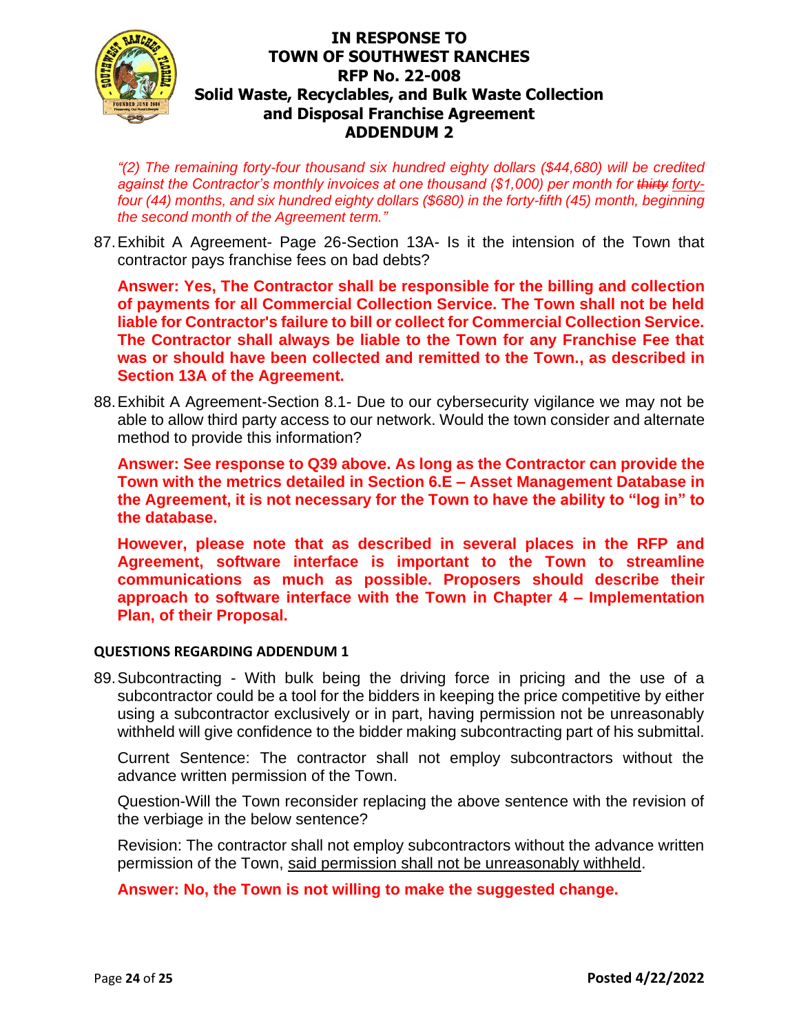*"(2) The remaining forty-four thousand six hundred eighty dollars ($44,680) will be credited against the Contractor's monthly invoices at one thousand ($1,000) per month for ~~thirty~~ forty-four (44) months, and six hundred eighty dollars ($680) in the forty-fifth (45) month, beginning the second month of the Agreement term."*

87. Exhibit A Agreement- Page 26-Section 13A- Is it the intension of the Town that contractor pays franchise fees on bad debts?

    **Answer: Yes, The Contractor shall be responsible for the billing and collection of payments for all Commercial Collection Service. The Town shall not be held liable for Contractor's failure to bill or collect for Commercial Collection Service. The Contractor shall always be liable to the Town for any Franchise Fee that was or should have been collected and remitted to the Town., as described in Section 13A of the Agreement.**

88. Exhibit A Agreement-Section 8.1- Due to our cybersecurity vigilance we may not be able to allow third party access to our network. Would the town consider and alternate method to provide this information?

    **Answer: See response to Q39 above. As long as the Contractor can provide the Town with the metrics detailed in Section 6.E – Asset Management Database in the Agreement, it is not necessary for the Town to have the ability to "log in" to the database.**

    **However, please note that as described in several places in the RFP and Agreement, software interface is important to the Town to streamline communications as much as possible. Proposers should describe their approach to software interface with the Town in Chapter 4 – Implementation Plan, of their Proposal.**

### QUESTIONS REGARDING ADDENDUM 1

89. Subcontracting - With bulk being the driving force in pricing and the use of a subcontractor could be a tool for the bidders in keeping the price competitive by either using a subcontractor exclusively or in part, having permission not be unreasonably withheld will give confidence to the bidder making subcontracting part of his submittal.

    Current Sentence: The contractor shall not employ subcontractors without the advance written permission of the Town.

    Question-Will the Town reconsider replacing the above sentence with the revision of the verbiage in the below sentence?

    Revision: The contractor shall not employ subcontractors without the advance written permission of the Town, said permission shall not be unreasonably withheld.

    **Answer: No, the Town is not willing to make the suggested change.**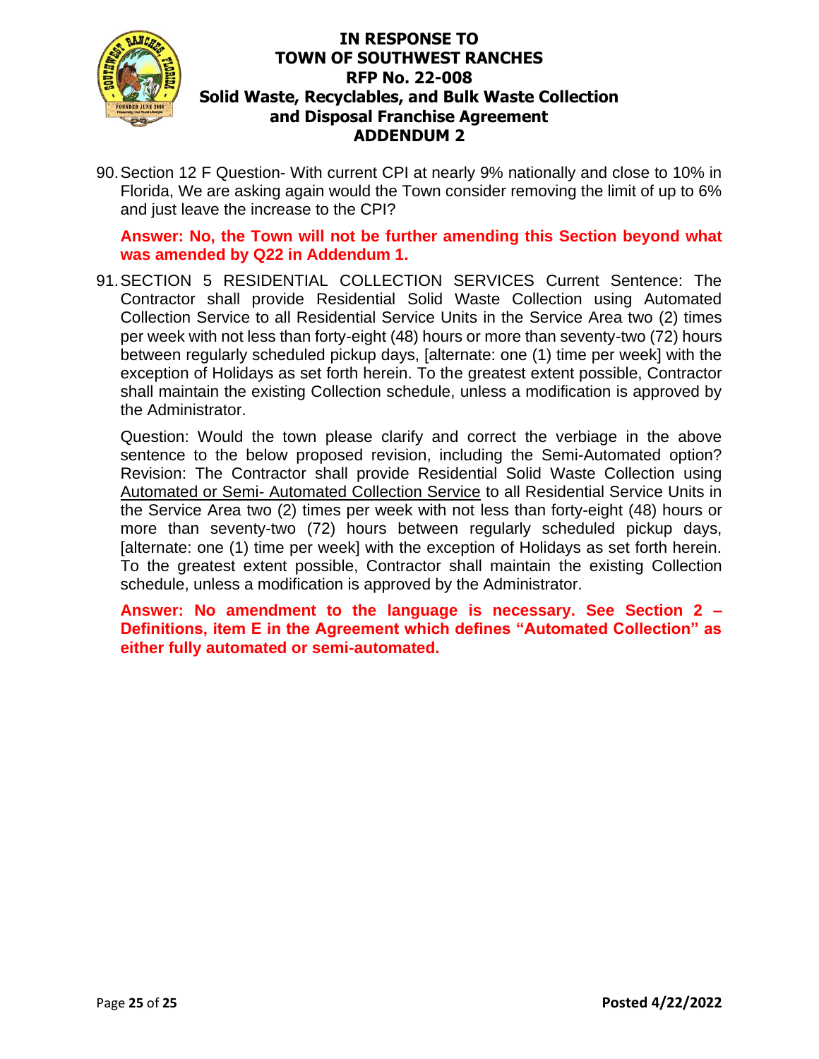90. Section 12 F Question- With current CPI at nearly 9% nationally and close to 10% in Florida, We are asking again would the Town consider removing the limit of up to 6% and just leave the increase to the CPI?

    **Answer: No, the Town will not be further amending this Section beyond what was amended by Q22 in Addendum 1.**

91. SECTION 5 RESIDENTIAL COLLECTION SERVICES Current Sentence: The Contractor shall provide Residential Solid Waste Collection using Automated Collection Service to all Residential Service Units in the Service Area two (2) times per week with not less than forty-eight (48) hours or more than seventy-two (72) hours between regularly scheduled pickup days, [alternate: one (1) time per week] with the exception of Holidays as set forth herein. To the greatest extent possible, Contractor shall maintain the existing Collection schedule, unless a modification is approved by the Administrator.

    Question: Would the town please clarify and correct the verbiage in the above sentence to the below proposed revision, including the Semi-Automated option? Revision: The Contractor shall provide Residential Solid Waste Collection using <u>Automated or Semi- Automated Collection Service</u> to all Residential Service Units in the Service Area two (2) times per week with not less than forty-eight (48) hours or more than seventy-two (72) hours between regularly scheduled pickup days, [alternate: one (1) time per week] with the exception of Holidays as set forth herein. To the greatest extent possible, Contractor shall maintain the existing Collection schedule, unless a modification is approved by the Administrator.

    **Answer: No amendment to the language is necessary. See Section 2 – Definitions, item E in the Agreement which defines "Automated Collection" as either fully automated or semi-automated.**